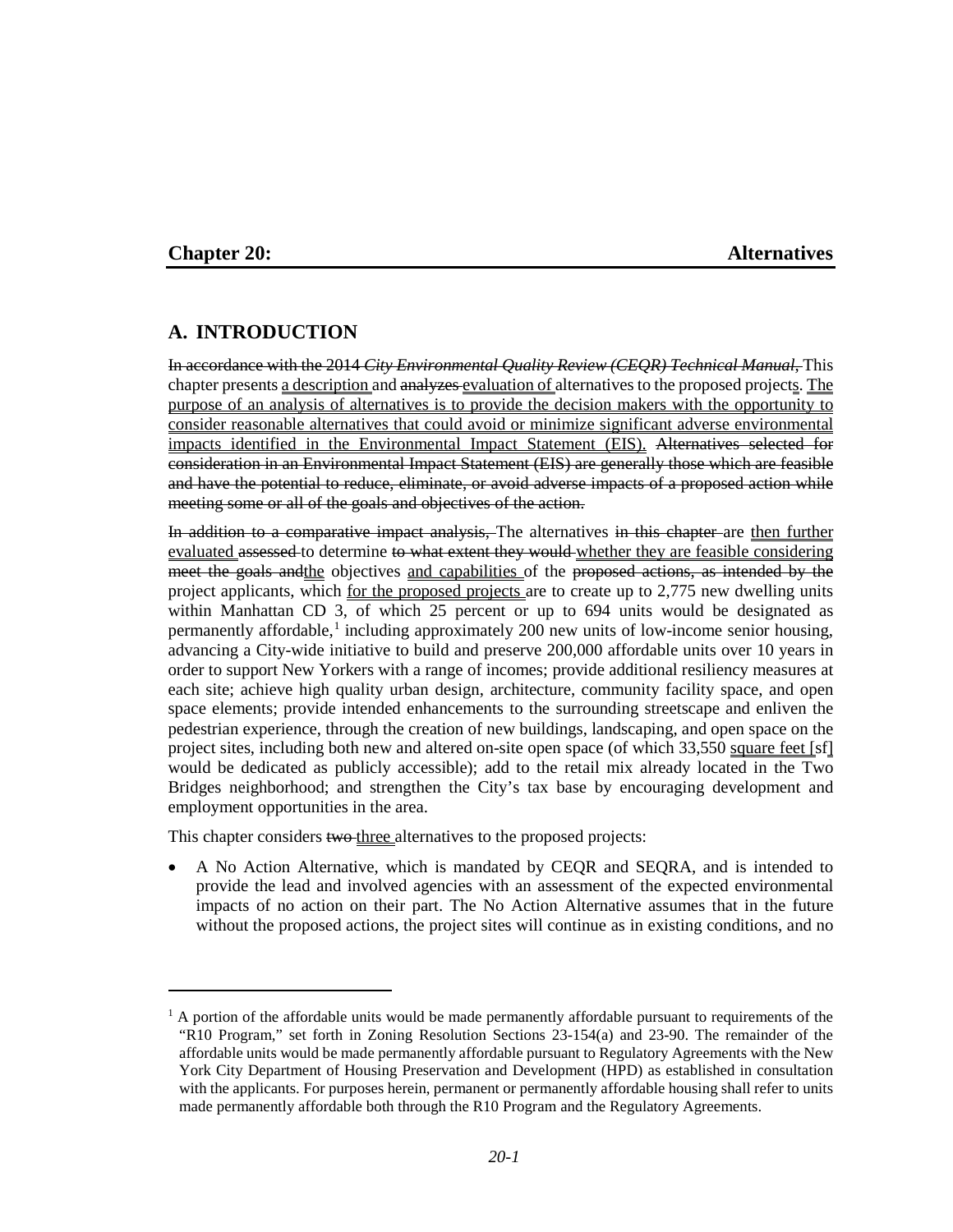# Chapter 20: Alternatives

## A. INTRODUCTION

~~In accordance with the 2014 *City Environmental Quality Review (CEQR) Technical Manual*,~~ This chapter presents a description and ~~analyzes~~ evaluation of alternatives to the proposed projects. The purpose of an analysis of alternatives is to provide the decision makers with the opportunity to consider reasonable alternatives that could avoid or minimize significant adverse environmental impacts identified in the Environmental Impact Statement (EIS). ~~Alternatives selected for consideration in an Environmental Impact Statement (EIS) are generally those which are feasible and have the potential to reduce, eliminate, or avoid adverse impacts of a proposed action while meeting some or all of the goals and objectives of the action.~~

~~In addition to a comparative impact analysis,~~ The alternatives ~~in this chapter~~ are then further evaluated ~~assessed~~ to determine ~~to what extent they would~~ whether they are feasible considering ~~meet the goals and~~the objectives and capabilities of the ~~proposed actions, as intended by the~~ project applicants, which for the proposed projects are to create up to 2,775 new dwelling units within Manhattan CD 3, of which 25 percent or up to 694 units would be designated as permanently affordable,[1] including approximately 200 new units of low-income senior housing, advancing a City-wide initiative to build and preserve 200,000 affordable units over 10 years in order to support New Yorkers with a range of incomes; provide additional resiliency measures at each site; achieve high quality urban design, architecture, community facility space, and open space elements; provide intended enhancements to the surrounding streetscape and enliven the pedestrian experience, through the creation of new buildings, landscaping, and open space on the project sites, including both new and altered on-site open space (of which 33,550 square feet [sf] would be dedicated as publicly accessible); add to the retail mix already located in the Two Bridges neighborhood; and strengthen the City's tax base by encouraging development and employment opportunities in the area.

This chapter considers ~~two~~ three alternatives to the proposed projects:

- A No Action Alternative, which is mandated by CEQR and SEQRA, and is intended to provide the lead and involved agencies with an assessment of the expected environmental impacts of no action on their part. The No Action Alternative assumes that in the future without the proposed actions, the project sites will continue as in existing conditions, and no

---

[1] A portion of the affordable units would be made permanently affordable pursuant to requirements of the "R10 Program," set forth in Zoning Resolution Sections 23-154(a) and 23-90. The remainder of the affordable units would be made permanently affordable pursuant to Regulatory Agreements with the New York City Department of Housing Preservation and Development (HPD) as established in consultation with the applicants. For purposes herein, permanent or permanently affordable housing shall refer to units made permanently affordable both through the R10 Program and the Regulatory Agreements.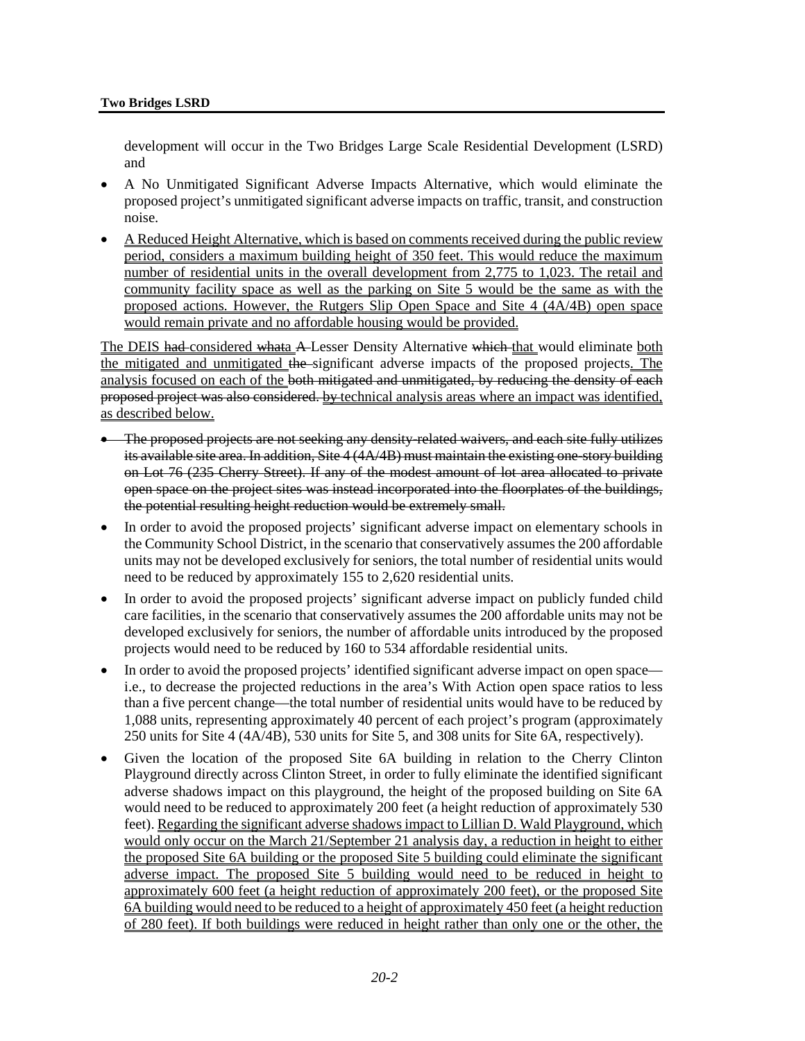development will occur in the Two Bridges Large Scale Residential Development (LSRD) and

- A No Unmitigated Significant Adverse Impacts Alternative, which would eliminate the proposed project's unmitigated significant adverse impacts on traffic, transit, and construction noise.
- A Reduced Height Alternative, which is based on comments received during the public review period, considers a maximum building height of 350 feet. This would reduce the maximum number of residential units in the overall development from 2,775 to 1,023. The retail and community facility space as well as the parking on Site 5 would be the same as with the proposed actions. However, the Rutgers Slip Open Space and Site 4 (4A/4B) open space would remain private and no affordable housing would be provided.

The DEIS ~~had~~ considered ~~what~~a ~~A~~ Lesser Density Alternative ~~which~~ that would eliminate both the mitigated and unmitigated ~~the~~ significant adverse impacts of the proposed projects. The analysis focused on each of the ~~both mitigated and unmitigated, by reducing the density of each proposed project was also considered.~~ by technical analysis areas where an impact was identified, as described below.

- ~~The proposed projects are not seeking any density-related waivers, and each site fully utilizes its available site area. In addition, Site 4 (4A/4B) must maintain the existing one-story building on Lot 76 (235 Cherry Street). If any of the modest amount of lot area allocated to private open space on the project sites was instead incorporated into the floorplates of the buildings, the potential resulting height reduction would be extremely small.~~
- In order to avoid the proposed projects' significant adverse impact on elementary schools in the Community School District, in the scenario that conservatively assumes the 200 affordable units may not be developed exclusively for seniors, the total number of residential units would need to be reduced by approximately 155 to 2,620 residential units.
- In order to avoid the proposed projects' significant adverse impact on publicly funded child care facilities, in the scenario that conservatively assumes the 200 affordable units may not be developed exclusively for seniors, the number of affordable units introduced by the proposed projects would need to be reduced by 160 to 534 affordable residential units.
- In order to avoid the proposed projects' identified significant adverse impact on open space—i.e., to decrease the projected reductions in the area's With Action open space ratios to less than a five percent change—the total number of residential units would have to be reduced by 1,088 units, representing approximately 40 percent of each project's program (approximately 250 units for Site 4 (4A/4B), 530 units for Site 5, and 308 units for Site 6A, respectively).
- Given the location of the proposed Site 6A building in relation to the Cherry Clinton Playground directly across Clinton Street, in order to fully eliminate the identified significant adverse shadows impact on this playground, the height of the proposed building on Site 6A would need to be reduced to approximately 200 feet (a height reduction of approximately 530 feet). Regarding the significant adverse shadows impact to Lillian D. Wald Playground, which would only occur on the March 21/September 21 analysis day, a reduction in height to either the proposed Site 6A building or the proposed Site 5 building could eliminate the significant adverse impact. The proposed Site 5 building would need to be reduced in height to approximately 600 feet (a height reduction of approximately 200 feet), or the proposed Site 6A building would need to be reduced to a height of approximately 450 feet (a height reduction of 280 feet). If both buildings were reduced in height rather than only one or the other, the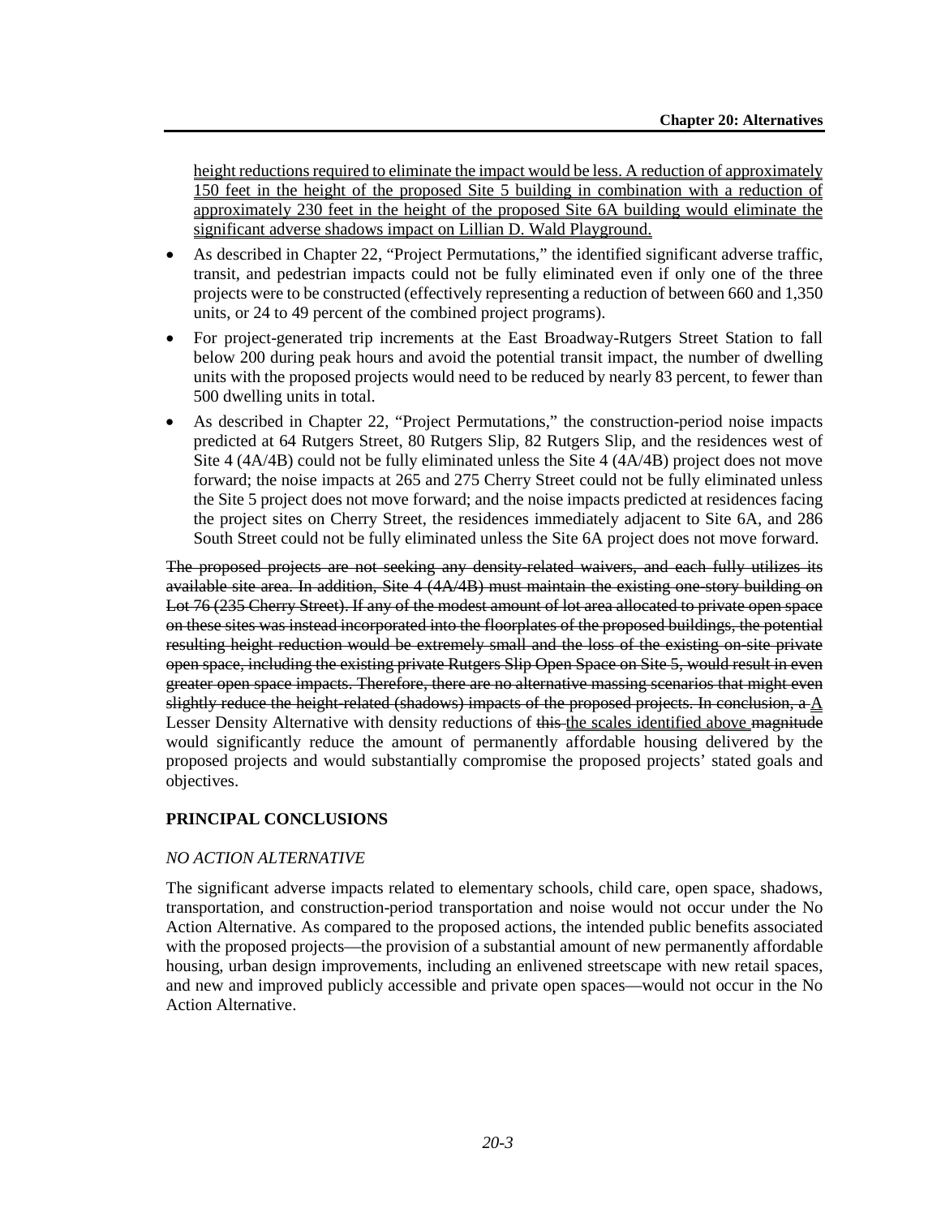<u>height reductions required to eliminate the impact would be less. A reduction of approximately 150 feet in the height of the proposed Site 5 building in combination with a reduction of approximately 230 feet in the height of the proposed Site 6A building would eliminate the significant adverse shadows impact on Lillian D. Wald Playground.</u>

- As described in Chapter 22, "Project Permutations," the identified significant adverse traffic, transit, and pedestrian impacts could not be fully eliminated even if only one of the three projects were to be constructed (effectively representing a reduction of between 660 and 1,350 units, or 24 to 49 percent of the combined project programs).
- For project-generated trip increments at the East Broadway-Rutgers Street Station to fall below 200 during peak hours and avoid the potential transit impact, the number of dwelling units with the proposed projects would need to be reduced by nearly 83 percent, to fewer than 500 dwelling units in total.
- As described in Chapter 22, "Project Permutations," the construction-period noise impacts predicted at 64 Rutgers Street, 80 Rutgers Slip, 82 Rutgers Slip, and the residences west of Site 4 (4A/4B) could not be fully eliminated unless the Site 4 (4A/4B) project does not move forward; the noise impacts at 265 and 275 Cherry Street could not be fully eliminated unless the Site 5 project does not move forward; and the noise impacts predicted at residences facing the project sites on Cherry Street, the residences immediately adjacent to Site 6A, and 286 South Street could not be fully eliminated unless the Site 6A project does not move forward.

~~The proposed projects are not seeking any density-related waivers, and each fully utilizes its available site area. In addition, Site 4 (4A/4B) must maintain the existing one-story building on Lot 76 (235 Cherry Street). If any of the modest amount of lot area allocated to private open space on these sites was instead incorporated into the floorplates of the proposed buildings, the potential resulting height reduction would be extremely small and the loss of the existing on-site private open space, including the existing private Rutgers Slip Open Space on Site 5, would result in even greater open space impacts. Therefore, there are no alternative massing scenarios that might even slightly reduce the height-related (shadows) impacts of the proposed projects. In conclusion, a~~ <u>A</u> Lesser Density Alternative with density reductions of ~~this~~ <u>the scales identified above</u> ~~magnitude~~ would significantly reduce the amount of permanently affordable housing delivered by the proposed projects and would substantially compromise the proposed projects' stated goals and objectives.

## PRINCIPAL CONCLUSIONS

### *NO ACTION ALTERNATIVE*

The significant adverse impacts related to elementary schools, child care, open space, shadows, transportation, and construction-period transportation and noise would not occur under the No Action Alternative. As compared to the proposed actions, the intended public benefits associated with the proposed projects—the provision of a substantial amount of new permanently affordable housing, urban design improvements, including an enlivened streetscape with new retail spaces, and new and improved publicly accessible and private open spaces—would not occur in the No Action Alternative.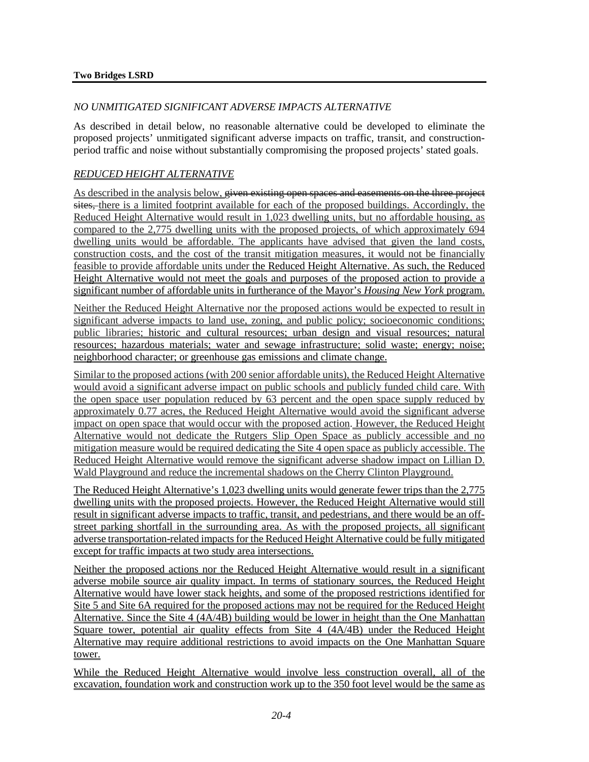*NO UNMITIGATED SIGNIFICANT ADVERSE IMPACTS ALTERNATIVE*

As described in detail below, no reasonable alternative could be developed to eliminate the proposed projects' unmitigated significant adverse impacts on traffic, transit, and construction-period traffic and noise without substantially compromising the proposed projects' stated goals.

*REDUCED HEIGHT ALTERNATIVE*

As described in the analysis below, ~~given existing open spaces and easements on the three project sites,~~ there is a limited footprint available for each of the proposed buildings. Accordingly, the Reduced Height Alternative would result in 1,023 dwelling units, but no affordable housing, as compared to the 2,775 dwelling units with the proposed projects, of which approximately 694 dwelling units would be affordable. The applicants have advised that given the land costs, construction costs, and the cost of the transit mitigation measures, it would not be financially feasible to provide affordable units under the Reduced Height Alternative. As such, the Reduced Height Alternative would not meet the goals and purposes of the proposed action to provide a significant number of affordable units in furtherance of the Mayor's *Housing New York* program.

Neither the Reduced Height Alternative nor the proposed actions would be expected to result in significant adverse impacts to land use, zoning, and public policy; socioeconomic conditions; public libraries; historic and cultural resources; urban design and visual resources; natural resources; hazardous materials; water and sewage infrastructure; solid waste; energy; noise; neighborhood character; or greenhouse gas emissions and climate change.

Similar to the proposed actions (with 200 senior affordable units), the Reduced Height Alternative would avoid a significant adverse impact on public schools and publicly funded child care. With the open space user population reduced by 63 percent and the open space supply reduced by approximately 0.77 acres, the Reduced Height Alternative would avoid the significant adverse impact on open space that would occur with the proposed action. However, the Reduced Height Alternative would not dedicate the Rutgers Slip Open Space as publicly accessible and no mitigation measure would be required dedicating the Site 4 open space as publicly accessible. The Reduced Height Alternative would remove the significant adverse shadow impact on Lillian D. Wald Playground and reduce the incremental shadows on the Cherry Clinton Playground.

The Reduced Height Alternative's 1,023 dwelling units would generate fewer trips than the 2,775 dwelling units with the proposed projects. However, the Reduced Height Alternative would still result in significant adverse impacts to traffic, transit, and pedestrians, and there would be an off-street parking shortfall in the surrounding area. As with the proposed projects, all significant adverse transportation-related impacts for the Reduced Height Alternative could be fully mitigated except for traffic impacts at two study area intersections.

Neither the proposed actions nor the Reduced Height Alternative would result in a significant adverse mobile source air quality impact. In terms of stationary sources, the Reduced Height Alternative would have lower stack heights, and some of the proposed restrictions identified for Site 5 and Site 6A required for the proposed actions may not be required for the Reduced Height Alternative. Since the Site 4 (4A/4B) building would be lower in height than the One Manhattan Square tower, potential air quality effects from Site 4 (4A/4B) under the Reduced Height Alternative may require additional restrictions to avoid impacts on the One Manhattan Square tower.

While the Reduced Height Alternative would involve less construction overall, all of the excavation, foundation work and construction work up to the 350 foot level would be the same as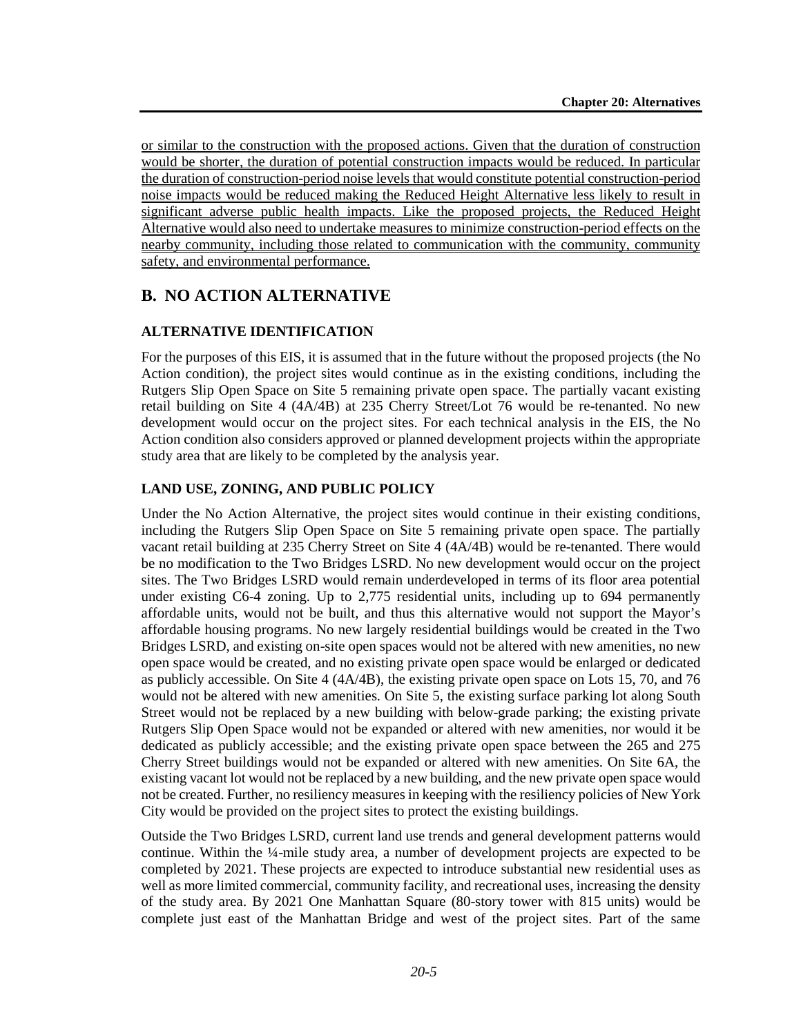or similar to the construction with the proposed actions. Given that the duration of construction would be shorter, the duration of potential construction impacts would be reduced. In particular the duration of construction-period noise levels that would constitute potential construction-period noise impacts would be reduced making the Reduced Height Alternative less likely to result in significant adverse public health impacts. Like the proposed projects, the Reduced Height Alternative would also need to undertake measures to minimize construction-period effects on the nearby community, including those related to communication with the community, community safety, and environmental performance.

## B. NO ACTION ALTERNATIVE

### ALTERNATIVE IDENTIFICATION

For the purposes of this EIS, it is assumed that in the future without the proposed projects (the No Action condition), the project sites would continue as in the existing conditions, including the Rutgers Slip Open Space on Site 5 remaining private open space. The partially vacant existing retail building on Site 4 (4A/4B) at 235 Cherry Street/Lot 76 would be re-tenanted. No new development would occur on the project sites. For each technical analysis in the EIS, the No Action condition also considers approved or planned development projects within the appropriate study area that are likely to be completed by the analysis year.

### LAND USE, ZONING, AND PUBLIC POLICY

Under the No Action Alternative, the project sites would continue in their existing conditions, including the Rutgers Slip Open Space on Site 5 remaining private open space. The partially vacant retail building at 235 Cherry Street on Site 4 (4A/4B) would be re-tenanted. There would be no modification to the Two Bridges LSRD. No new development would occur on the project sites. The Two Bridges LSRD would remain underdeveloped in terms of its floor area potential under existing C6-4 zoning. Up to 2,775 residential units, including up to 694 permanently affordable units, would not be built, and thus this alternative would not support the Mayor's affordable housing programs. No new largely residential buildings would be created in the Two Bridges LSRD, and existing on-site open spaces would not be altered with new amenities, no new open space would be created, and no existing private open space would be enlarged or dedicated as publicly accessible. On Site 4 (4A/4B), the existing private open space on Lots 15, 70, and 76 would not be altered with new amenities. On Site 5, the existing surface parking lot along South Street would not be replaced by a new building with below-grade parking; the existing private Rutgers Slip Open Space would not be expanded or altered with new amenities, nor would it be dedicated as publicly accessible; and the existing private open space between the 265 and 275 Cherry Street buildings would not be expanded or altered with new amenities. On Site 6A, the existing vacant lot would not be replaced by a new building, and the new private open space would not be created. Further, no resiliency measures in keeping with the resiliency policies of New York City would be provided on the project sites to protect the existing buildings.

Outside the Two Bridges LSRD, current land use trends and general development patterns would continue. Within the ¼-mile study area, a number of development projects are expected to be completed by 2021. These projects are expected to introduce substantial new residential uses as well as more limited commercial, community facility, and recreational uses, increasing the density of the study area. By 2021 One Manhattan Square (80-story tower with 815 units) would be complete just east of the Manhattan Bridge and west of the project sites. Part of the same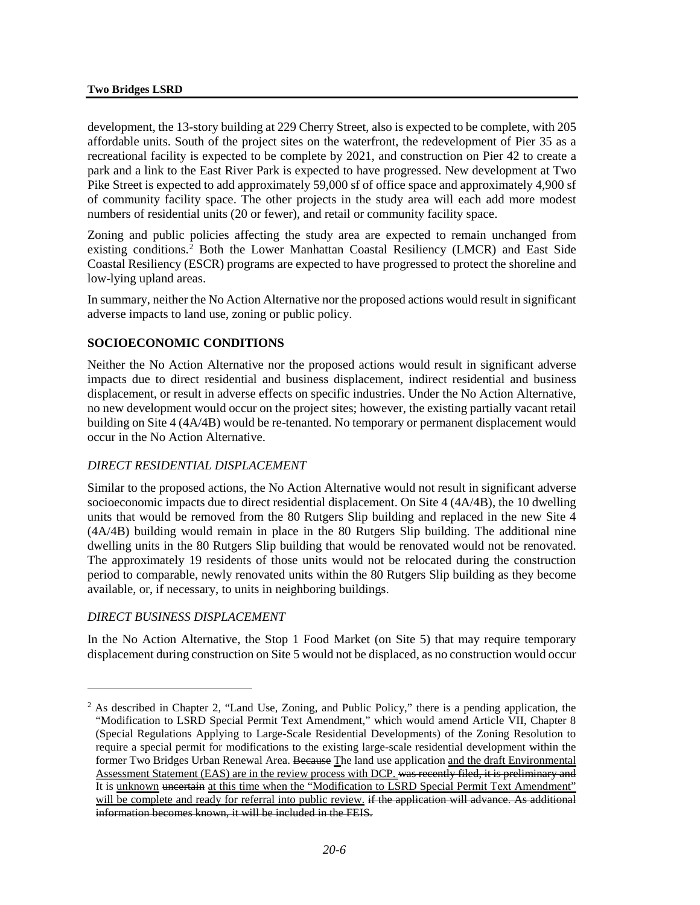development, the 13-story building at 229 Cherry Street, also is expected to be complete, with 205 affordable units. South of the project sites on the waterfront, the redevelopment of Pier 35 as a recreational facility is expected to be complete by 2021, and construction on Pier 42 to create a park and a link to the East River Park is expected to have progressed. New development at Two Pike Street is expected to add approximately 59,000 sf of office space and approximately 4,900 sf of community facility space. The other projects in the study area will each add more modest numbers of residential units (20 or fewer), and retail or community facility space.

Zoning and public policies affecting the study area are expected to remain unchanged from existing conditions.[2] Both the Lower Manhattan Coastal Resiliency (LMCR) and East Side Coastal Resiliency (ESCR) programs are expected to have progressed to protect the shoreline and low-lying upland areas.

In summary, neither the No Action Alternative nor the proposed actions would result in significant adverse impacts to land use, zoning or public policy.

## SOCIOECONOMIC CONDITIONS

Neither the No Action Alternative nor the proposed actions would result in significant adverse impacts due to direct residential and business displacement, indirect residential and business displacement, or result in adverse effects on specific industries. Under the No Action Alternative, no new development would occur on the project sites; however, the existing partially vacant retail building on Site 4 (4A/4B) would be re-tenanted. No temporary or permanent displacement would occur in the No Action Alternative.

### *DIRECT RESIDENTIAL DISPLACEMENT*

Similar to the proposed actions, the No Action Alternative would not result in significant adverse socioeconomic impacts due to direct residential displacement. On Site 4 (4A/4B), the 10 dwelling units that would be removed from the 80 Rutgers Slip building and replaced in the new Site 4 (4A/4B) building would remain in place in the 80 Rutgers Slip building. The additional nine dwelling units in the 80 Rutgers Slip building that would be renovated would not be renovated. The approximately 19 residents of those units would not be relocated during the construction period to comparable, newly renovated units within the 80 Rutgers Slip building as they become available, or, if necessary, to units in neighboring buildings.

### *DIRECT BUSINESS DISPLACEMENT*

In the No Action Alternative, the Stop 1 Food Market (on Site 5) that may require temporary displacement during construction on Site 5 would not be displaced, as no construction would occur

---

[2] As described in Chapter 2, "Land Use, Zoning, and Public Policy," there is a pending application, the "Modification to LSRD Special Permit Text Amendment," which would amend Article VII, Chapter 8 (Special Regulations Applying to Large-Scale Residential Developments) of the Zoning Resolution to require a special permit for modifications to the existing large-scale residential development within the former Two Bridges Urban Renewal Area. ~~Because~~ <u>T</u>he land use application <u>and the draft Environmental Assessment Statement (EAS) are in the review process with DCP.</u> ~~was recently filed, it is preliminary and~~ It is <u>unknown</u> ~~uncertain~~ <u>at this time when the "Modification to LSRD Special Permit Text Amendment" will be complete and ready for referral into public review.</u> ~~if the application will advance. As additional information becomes known, it will be included in the FEIS.~~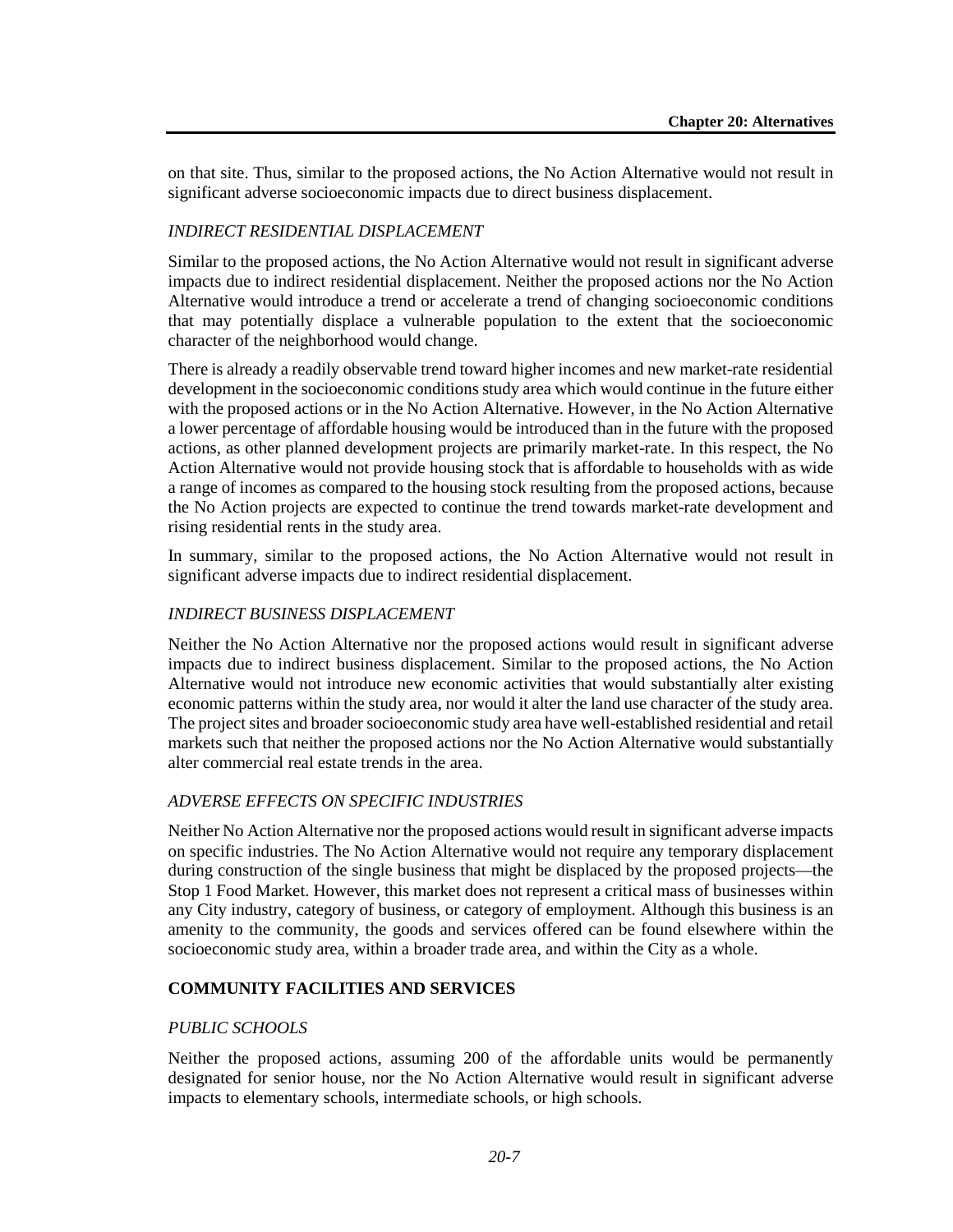on that site. Thus, similar to the proposed actions, the No Action Alternative would not result in significant adverse socioeconomic impacts due to direct business displacement.

### *INDIRECT RESIDENTIAL DISPLACEMENT*

Similar to the proposed actions, the No Action Alternative would not result in significant adverse impacts due to indirect residential displacement. Neither the proposed actions nor the No Action Alternative would introduce a trend or accelerate a trend of changing socioeconomic conditions that may potentially displace a vulnerable population to the extent that the socioeconomic character of the neighborhood would change.

There is already a readily observable trend toward higher incomes and new market-rate residential development in the socioeconomic conditions study area which would continue in the future either with the proposed actions or in the No Action Alternative. However, in the No Action Alternative a lower percentage of affordable housing would be introduced than in the future with the proposed actions, as other planned development projects are primarily market-rate. In this respect, the No Action Alternative would not provide housing stock that is affordable to households with as wide a range of incomes as compared to the housing stock resulting from the proposed actions, because the No Action projects are expected to continue the trend towards market-rate development and rising residential rents in the study area.

In summary, similar to the proposed actions, the No Action Alternative would not result in significant adverse impacts due to indirect residential displacement.

### *INDIRECT BUSINESS DISPLACEMENT*

Neither the No Action Alternative nor the proposed actions would result in significant adverse impacts due to indirect business displacement. Similar to the proposed actions, the No Action Alternative would not introduce new economic activities that would substantially alter existing economic patterns within the study area, nor would it alter the land use character of the study area. The project sites and broader socioeconomic study area have well-established residential and retail markets such that neither the proposed actions nor the No Action Alternative would substantially alter commercial real estate trends in the area.

### *ADVERSE EFFECTS ON SPECIFIC INDUSTRIES*

Neither No Action Alternative nor the proposed actions would result in significant adverse impacts on specific industries. The No Action Alternative would not require any temporary displacement during construction of the single business that might be displaced by the proposed projects—the Stop 1 Food Market. However, this market does not represent a critical mass of businesses within any City industry, category of business, or category of employment. Although this business is an amenity to the community, the goods and services offered can be found elsewhere within the socioeconomic study area, within a broader trade area, and within the City as a whole.

## **COMMUNITY FACILITIES AND SERVICES**

### *PUBLIC SCHOOLS*

Neither the proposed actions, assuming 200 of the affordable units would be permanently designated for senior house, nor the No Action Alternative would result in significant adverse impacts to elementary schools, intermediate schools, or high schools.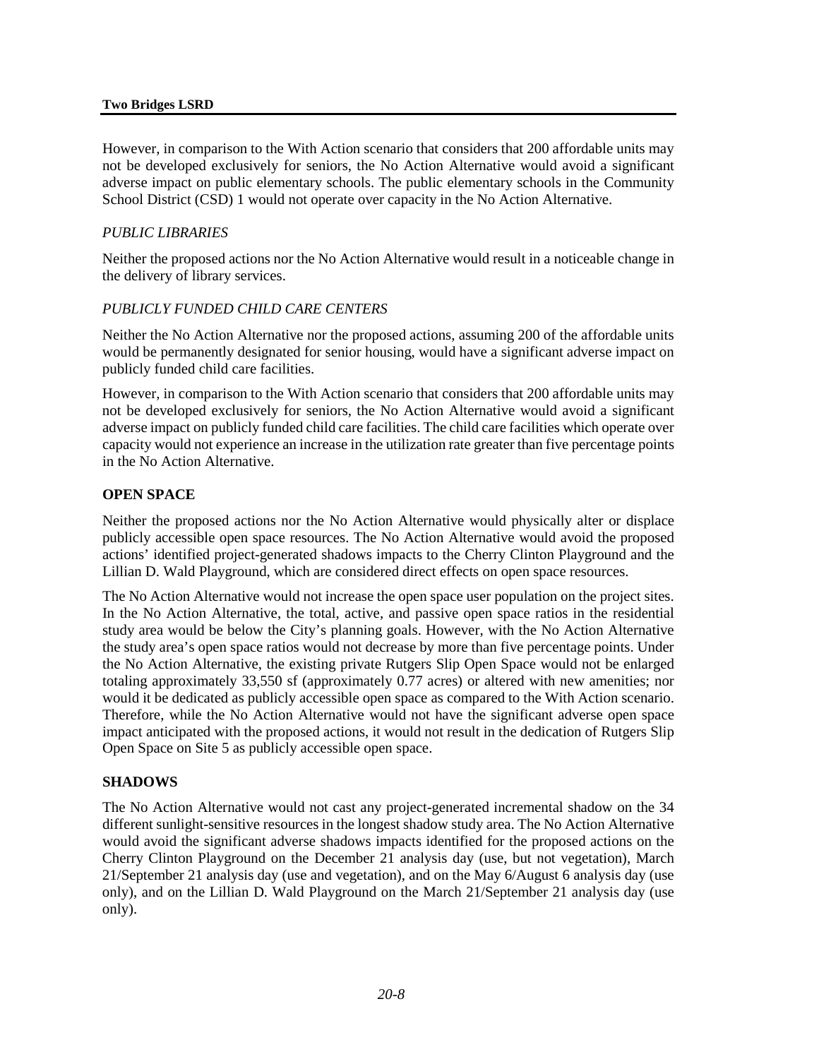However, in comparison to the With Action scenario that considers that 200 affordable units may not be developed exclusively for seniors, the No Action Alternative would avoid a significant adverse impact on public elementary schools. The public elementary schools in the Community School District (CSD) 1 would not operate over capacity in the No Action Alternative.

### *PUBLIC LIBRARIES*

Neither the proposed actions nor the No Action Alternative would result in a noticeable change in the delivery of library services.

### *PUBLICLY FUNDED CHILD CARE CENTERS*

Neither the No Action Alternative nor the proposed actions, assuming 200 of the affordable units would be permanently designated for senior housing, would have a significant adverse impact on publicly funded child care facilities.

However, in comparison to the With Action scenario that considers that 200 affordable units may not be developed exclusively for seniors, the No Action Alternative would avoid a significant adverse impact on publicly funded child care facilities. The child care facilities which operate over capacity would not experience an increase in the utilization rate greater than five percentage points in the No Action Alternative.

## OPEN SPACE

Neither the proposed actions nor the No Action Alternative would physically alter or displace publicly accessible open space resources. The No Action Alternative would avoid the proposed actions' identified project-generated shadows impacts to the Cherry Clinton Playground and the Lillian D. Wald Playground, which are considered direct effects on open space resources.

The No Action Alternative would not increase the open space user population on the project sites. In the No Action Alternative, the total, active, and passive open space ratios in the residential study area would be below the City's planning goals. However, with the No Action Alternative the study area's open space ratios would not decrease by more than five percentage points. Under the No Action Alternative, the existing private Rutgers Slip Open Space would not be enlarged totaling approximately 33,550 sf (approximately 0.77 acres) or altered with new amenities; nor would it be dedicated as publicly accessible open space as compared to the With Action scenario. Therefore, while the No Action Alternative would not have the significant adverse open space impact anticipated with the proposed actions, it would not result in the dedication of Rutgers Slip Open Space on Site 5 as publicly accessible open space.

## SHADOWS

The No Action Alternative would not cast any project-generated incremental shadow on the 34 different sunlight-sensitive resources in the longest shadow study area. The No Action Alternative would avoid the significant adverse shadows impacts identified for the proposed actions on the Cherry Clinton Playground on the December 21 analysis day (use, but not vegetation), March 21/September 21 analysis day (use and vegetation), and on the May 6/August 6 analysis day (use only), and on the Lillian D. Wald Playground on the March 21/September 21 analysis day (use only).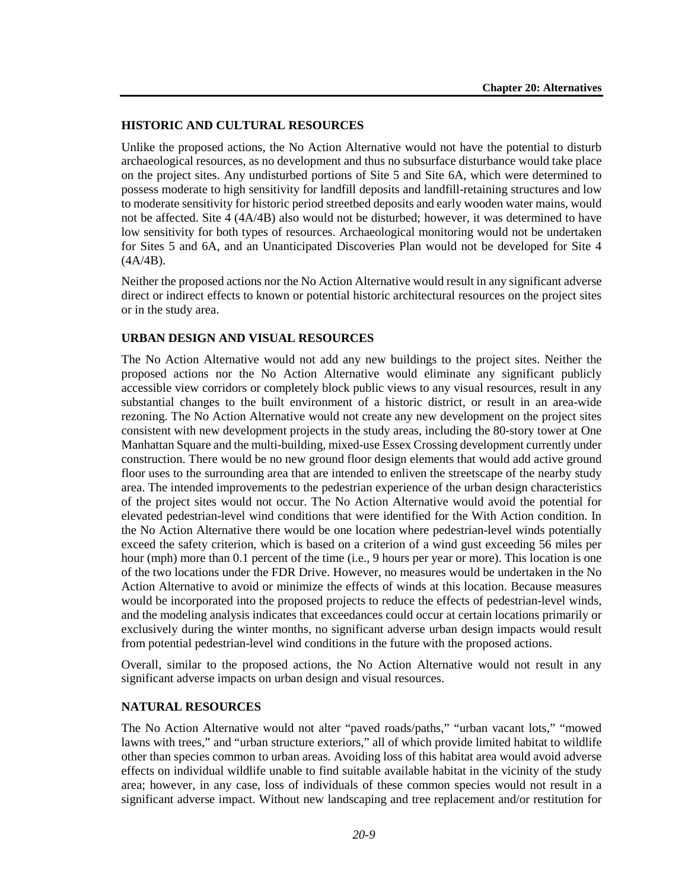## HISTORIC AND CULTURAL RESOURCES

Unlike the proposed actions, the No Action Alternative would not have the potential to disturb archaeological resources, as no development and thus no subsurface disturbance would take place on the project sites. Any undisturbed portions of Site 5 and Site 6A, which were determined to possess moderate to high sensitivity for landfill deposits and landfill-retaining structures and low to moderate sensitivity for historic period streetbed deposits and early wooden water mains, would not be affected. Site 4 (4A/4B) also would not be disturbed; however, it was determined to have low sensitivity for both types of resources. Archaeological monitoring would not be undertaken for Sites 5 and 6A, and an Unanticipated Discoveries Plan would not be developed for Site 4 (4A/4B).

Neither the proposed actions nor the No Action Alternative would result in any significant adverse direct or indirect effects to known or potential historic architectural resources on the project sites or in the study area.

## URBAN DESIGN AND VISUAL RESOURCES

The No Action Alternative would not add any new buildings to the project sites. Neither the proposed actions nor the No Action Alternative would eliminate any significant publicly accessible view corridors or completely block public views to any visual resources, result in any substantial changes to the built environment of a historic district, or result in an area-wide rezoning. The No Action Alternative would not create any new development on the project sites consistent with new development projects in the study areas, including the 80-story tower at One Manhattan Square and the multi-building, mixed-use Essex Crossing development currently under construction. There would be no new ground floor design elements that would add active ground floor uses to the surrounding area that are intended to enliven the streetscape of the nearby study area. The intended improvements to the pedestrian experience of the urban design characteristics of the project sites would not occur. The No Action Alternative would avoid the potential for elevated pedestrian-level wind conditions that were identified for the With Action condition. In the No Action Alternative there would be one location where pedestrian-level winds potentially exceed the safety criterion, which is based on a criterion of a wind gust exceeding 56 miles per hour (mph) more than 0.1 percent of the time (i.e., 9 hours per year or more). This location is one of the two locations under the FDR Drive. However, no measures would be undertaken in the No Action Alternative to avoid or minimize the effects of winds at this location. Because measures would be incorporated into the proposed projects to reduce the effects of pedestrian-level winds, and the modeling analysis indicates that exceedances could occur at certain locations primarily or exclusively during the winter months, no significant adverse urban design impacts would result from potential pedestrian-level wind conditions in the future with the proposed actions.

Overall, similar to the proposed actions, the No Action Alternative would not result in any significant adverse impacts on urban design and visual resources.

## NATURAL RESOURCES

The No Action Alternative would not alter "paved roads/paths," "urban vacant lots," "mowed lawns with trees," and "urban structure exteriors," all of which provide limited habitat to wildlife other than species common to urban areas. Avoiding loss of this habitat area would avoid adverse effects on individual wildlife unable to find suitable available habitat in the vicinity of the study area; however, in any case, loss of individuals of these common species would not result in a significant adverse impact. Without new landscaping and tree replacement and/or restitution for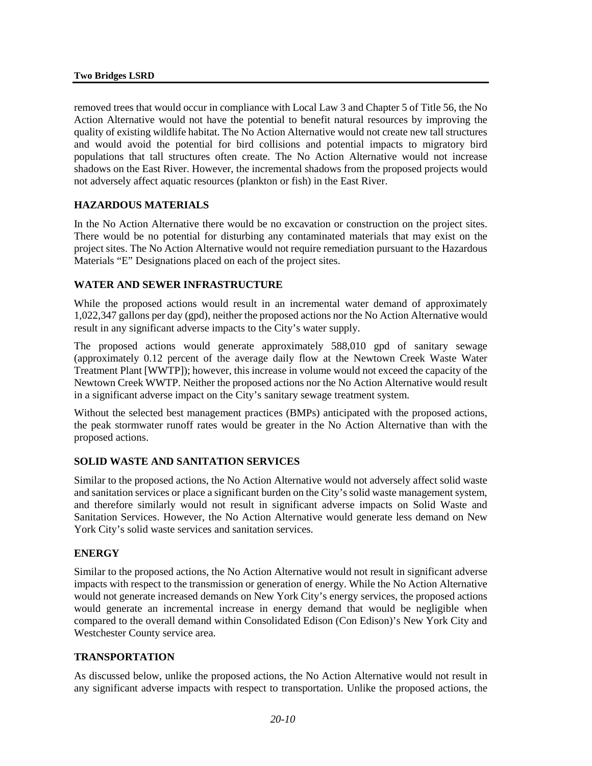removed trees that would occur in compliance with Local Law 3 and Chapter 5 of Title 56, the No Action Alternative would not have the potential to benefit natural resources by improving the quality of existing wildlife habitat. The No Action Alternative would not create new tall structures and would avoid the potential for bird collisions and potential impacts to migratory bird populations that tall structures often create. The No Action Alternative would not increase shadows on the East River. However, the incremental shadows from the proposed projects would not adversely affect aquatic resources (plankton or fish) in the East River.

### HAZARDOUS MATERIALS

In the No Action Alternative there would be no excavation or construction on the project sites. There would be no potential for disturbing any contaminated materials that may exist on the project sites. The No Action Alternative would not require remediation pursuant to the Hazardous Materials "E" Designations placed on each of the project sites.

### WATER AND SEWER INFRASTRUCTURE

While the proposed actions would result in an incremental water demand of approximately 1,022,347 gallons per day (gpd), neither the proposed actions nor the No Action Alternative would result in any significant adverse impacts to the City's water supply.

The proposed actions would generate approximately 588,010 gpd of sanitary sewage (approximately 0.12 percent of the average daily flow at the Newtown Creek Waste Water Treatment Plant [WWTP]); however, this increase in volume would not exceed the capacity of the Newtown Creek WWTP. Neither the proposed actions nor the No Action Alternative would result in a significant adverse impact on the City's sanitary sewage treatment system.

Without the selected best management practices (BMPs) anticipated with the proposed actions, the peak stormwater runoff rates would be greater in the No Action Alternative than with the proposed actions.

### SOLID WASTE AND SANITATION SERVICES

Similar to the proposed actions, the No Action Alternative would not adversely affect solid waste and sanitation services or place a significant burden on the City's solid waste management system, and therefore similarly would not result in significant adverse impacts on Solid Waste and Sanitation Services. However, the No Action Alternative would generate less demand on New York City's solid waste services and sanitation services.

### ENERGY

Similar to the proposed actions, the No Action Alternative would not result in significant adverse impacts with respect to the transmission or generation of energy. While the No Action Alternative would not generate increased demands on New York City's energy services, the proposed actions would generate an incremental increase in energy demand that would be negligible when compared to the overall demand within Consolidated Edison (Con Edison)'s New York City and Westchester County service area.

### TRANSPORTATION

As discussed below, unlike the proposed actions, the No Action Alternative would not result in any significant adverse impacts with respect to transportation. Unlike the proposed actions, the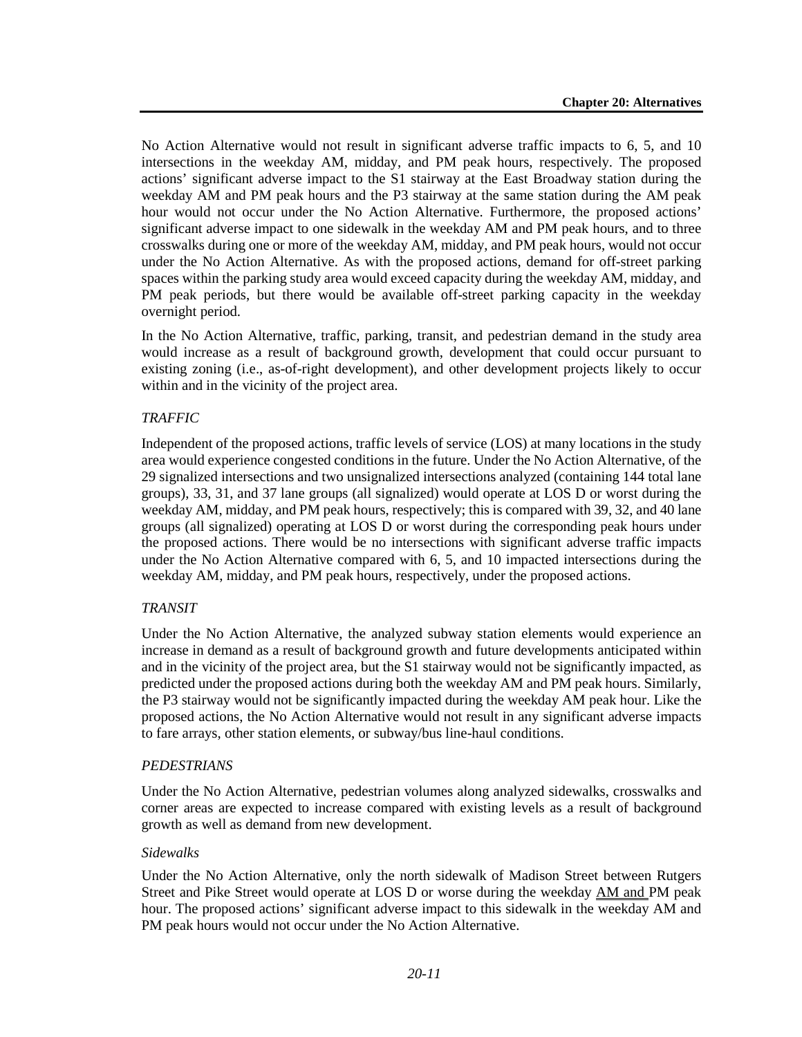No Action Alternative would not result in significant adverse traffic impacts to 6, 5, and 10 intersections in the weekday AM, midday, and PM peak hours, respectively. The proposed actions' significant adverse impact to the S1 stairway at the East Broadway station during the weekday AM and PM peak hours and the P3 stairway at the same station during the AM peak hour would not occur under the No Action Alternative. Furthermore, the proposed actions' significant adverse impact to one sidewalk in the weekday AM and PM peak hours, and to three crosswalks during one or more of the weekday AM, midday, and PM peak hours, would not occur under the No Action Alternative. As with the proposed actions, demand for off-street parking spaces within the parking study area would exceed capacity during the weekday AM, midday, and PM peak periods, but there would be available off-street parking capacity in the weekday overnight period.

In the No Action Alternative, traffic, parking, transit, and pedestrian demand in the study area would increase as a result of background growth, development that could occur pursuant to existing zoning (i.e., as-of-right development), and other development projects likely to occur within and in the vicinity of the project area.

### *TRAFFIC*

Independent of the proposed actions, traffic levels of service (LOS) at many locations in the study area would experience congested conditions in the future. Under the No Action Alternative, of the 29 signalized intersections and two unsignalized intersections analyzed (containing 144 total lane groups), 33, 31, and 37 lane groups (all signalized) would operate at LOS D or worst during the weekday AM, midday, and PM peak hours, respectively; this is compared with 39, 32, and 40 lane groups (all signalized) operating at LOS D or worst during the corresponding peak hours under the proposed actions. There would be no intersections with significant adverse traffic impacts under the No Action Alternative compared with 6, 5, and 10 impacted intersections during the weekday AM, midday, and PM peak hours, respectively, under the proposed actions.

### *TRANSIT*

Under the No Action Alternative, the analyzed subway station elements would experience an increase in demand as a result of background growth and future developments anticipated within and in the vicinity of the project area, but the S1 stairway would not be significantly impacted, as predicted under the proposed actions during both the weekday AM and PM peak hours. Similarly, the P3 stairway would not be significantly impacted during the weekday AM peak hour. Like the proposed actions, the No Action Alternative would not result in any significant adverse impacts to fare arrays, other station elements, or subway/bus line-haul conditions.

### *PEDESTRIANS*

Under the No Action Alternative, pedestrian volumes along analyzed sidewalks, crosswalks and corner areas are expected to increase compared with existing levels as a result of background growth as well as demand from new development.

#### *Sidewalks*

Under the No Action Alternative, only the north sidewalk of Madison Street between Rutgers Street and Pike Street would operate at LOS D or worse during the weekday AM and PM peak hour. The proposed actions' significant adverse impact to this sidewalk in the weekday AM and PM peak hours would not occur under the No Action Alternative.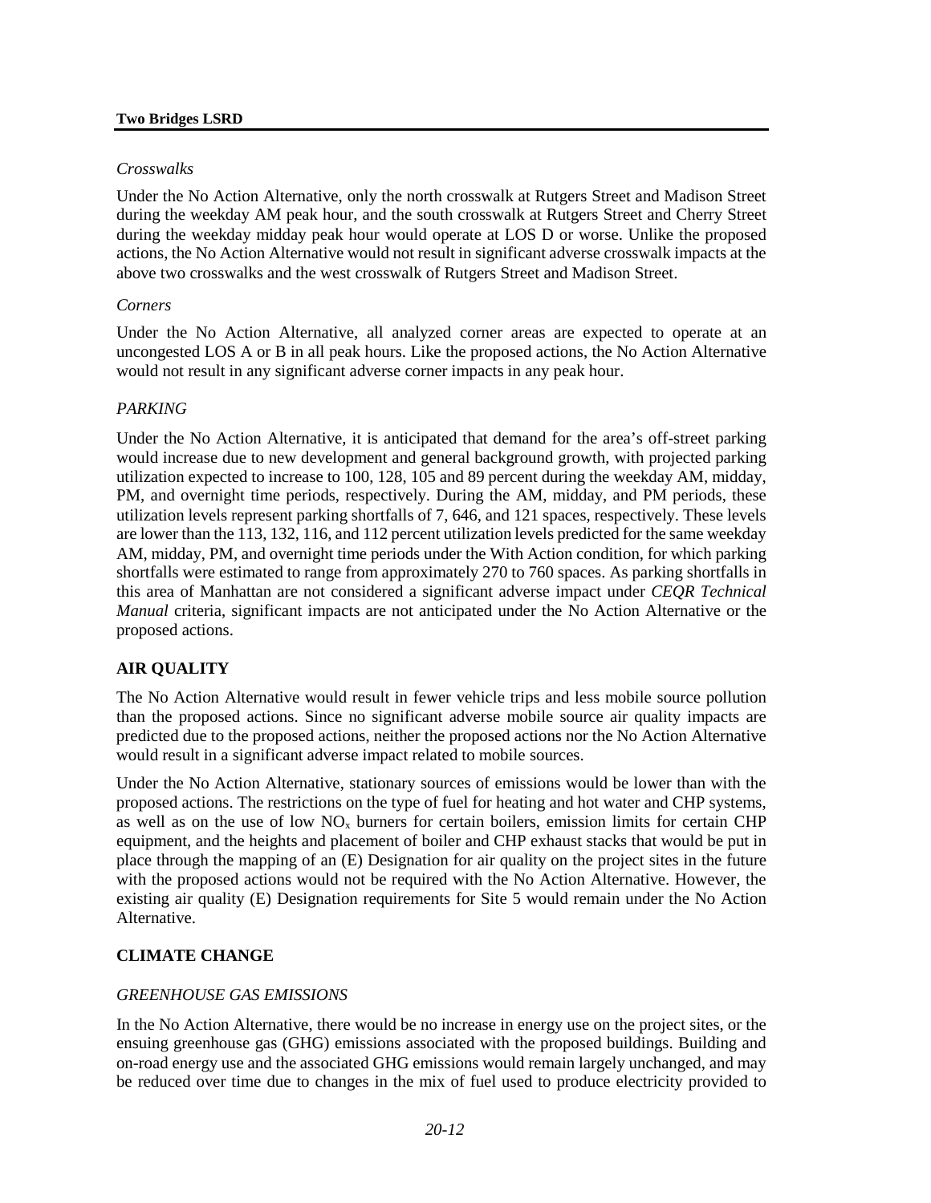*Crosswalks*

Under the No Action Alternative, only the north crosswalk at Rutgers Street and Madison Street during the weekday AM peak hour, and the south crosswalk at Rutgers Street and Cherry Street during the weekday midday peak hour would operate at LOS D or worse. Unlike the proposed actions, the No Action Alternative would not result in significant adverse crosswalk impacts at the above two crosswalks and the west crosswalk of Rutgers Street and Madison Street.

*Corners*

Under the No Action Alternative, all analyzed corner areas are expected to operate at an uncongested LOS A or B in all peak hours. Like the proposed actions, the No Action Alternative would not result in any significant adverse corner impacts in any peak hour.

*PARKING*

Under the No Action Alternative, it is anticipated that demand for the area's off-street parking would increase due to new development and general background growth, with projected parking utilization expected to increase to 100, 128, 105 and 89 percent during the weekday AM, midday, PM, and overnight time periods, respectively. During the AM, midday, and PM periods, these utilization levels represent parking shortfalls of 7, 646, and 121 spaces, respectively. These levels are lower than the 113, 132, 116, and 112 percent utilization levels predicted for the same weekday AM, midday, PM, and overnight time periods under the With Action condition, for which parking shortfalls were estimated to range from approximately 270 to 760 spaces. As parking shortfalls in this area of Manhattan are not considered a significant adverse impact under *CEQR Technical Manual* criteria, significant impacts are not anticipated under the No Action Alternative or the proposed actions.

## AIR QUALITY

The No Action Alternative would result in fewer vehicle trips and less mobile source pollution than the proposed actions. Since no significant adverse mobile source air quality impacts are predicted due to the proposed actions, neither the proposed actions nor the No Action Alternative would result in a significant adverse impact related to mobile sources.

Under the No Action Alternative, stationary sources of emissions would be lower than with the proposed actions. The restrictions on the type of fuel for heating and hot water and CHP systems, as well as on the use of low $NO_x$ burners for certain boilers, emission limits for certain CHP equipment, and the heights and placement of boiler and CHP exhaust stacks that would be put in place through the mapping of an (E) Designation for air quality on the project sites in the future with the proposed actions would not be required with the No Action Alternative. However, the existing air quality (E) Designation requirements for Site 5 would remain under the No Action Alternative.

## CLIMATE CHANGE

*GREENHOUSE GAS EMISSIONS*

In the No Action Alternative, there would be no increase in energy use on the project sites, or the ensuing greenhouse gas (GHG) emissions associated with the proposed buildings. Building and on-road energy use and the associated GHG emissions would remain largely unchanged, and may be reduced over time due to changes in the mix of fuel used to produce electricity provided to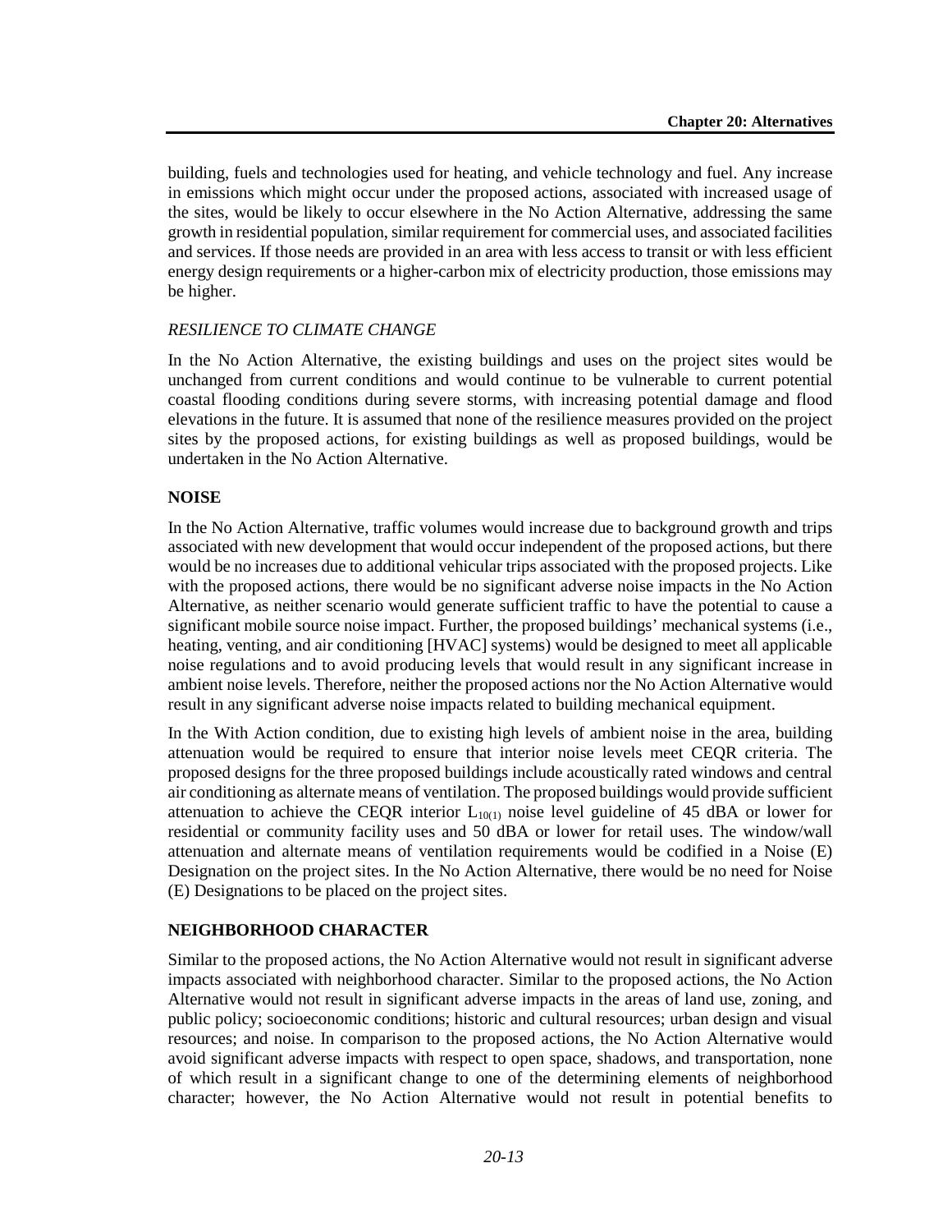building, fuels and technologies used for heating, and vehicle technology and fuel. Any increase in emissions which might occur under the proposed actions, associated with increased usage of the sites, would be likely to occur elsewhere in the No Action Alternative, addressing the same growth in residential population, similar requirement for commercial uses, and associated facilities and services. If those needs are provided in an area with less access to transit or with less efficient energy design requirements or a higher-carbon mix of electricity production, those emissions may be higher.

*RESILIENCE TO CLIMATE CHANGE*

In the No Action Alternative, the existing buildings and uses on the project sites would be unchanged from current conditions and would continue to be vulnerable to current potential coastal flooding conditions during severe storms, with increasing potential damage and flood elevations in the future. It is assumed that none of the resilience measures provided on the project sites by the proposed actions, for existing buildings as well as proposed buildings, would be undertaken in the No Action Alternative.

**NOISE**

In the No Action Alternative, traffic volumes would increase due to background growth and trips associated with new development that would occur independent of the proposed actions, but there would be no increases due to additional vehicular trips associated with the proposed projects. Like with the proposed actions, there would be no significant adverse noise impacts in the No Action Alternative, as neither scenario would generate sufficient traffic to have the potential to cause a significant mobile source noise impact. Further, the proposed buildings' mechanical systems (i.e., heating, venting, and air conditioning [HVAC] systems) would be designed to meet all applicable noise regulations and to avoid producing levels that would result in any significant increase in ambient noise levels. Therefore, neither the proposed actions nor the No Action Alternative would result in any significant adverse noise impacts related to building mechanical equipment.

In the With Action condition, due to existing high levels of ambient noise in the area, building attenuation would be required to ensure that interior noise levels meet CEQR criteria. The proposed designs for the three proposed buildings include acoustically rated windows and central air conditioning as alternate means of ventilation. The proposed buildings would provide sufficient attenuation to achieve the CEQR interior $L_{10(1)}$ noise level guideline of 45 dBA or lower for residential or community facility uses and 50 dBA or lower for retail uses. The window/wall attenuation and alternate means of ventilation requirements would be codified in a Noise (E) Designation on the project sites. In the No Action Alternative, there would be no need for Noise (E) Designations to be placed on the project sites.

**NEIGHBORHOOD CHARACTER**

Similar to the proposed actions, the No Action Alternative would not result in significant adverse impacts associated with neighborhood character. Similar to the proposed actions, the No Action Alternative would not result in significant adverse impacts in the areas of land use, zoning, and public policy; socioeconomic conditions; historic and cultural resources; urban design and visual resources; and noise. In comparison to the proposed actions, the No Action Alternative would avoid significant adverse impacts with respect to open space, shadows, and transportation, none of which result in a significant change to one of the determining elements of neighborhood character; however, the No Action Alternative would not result in potential benefits to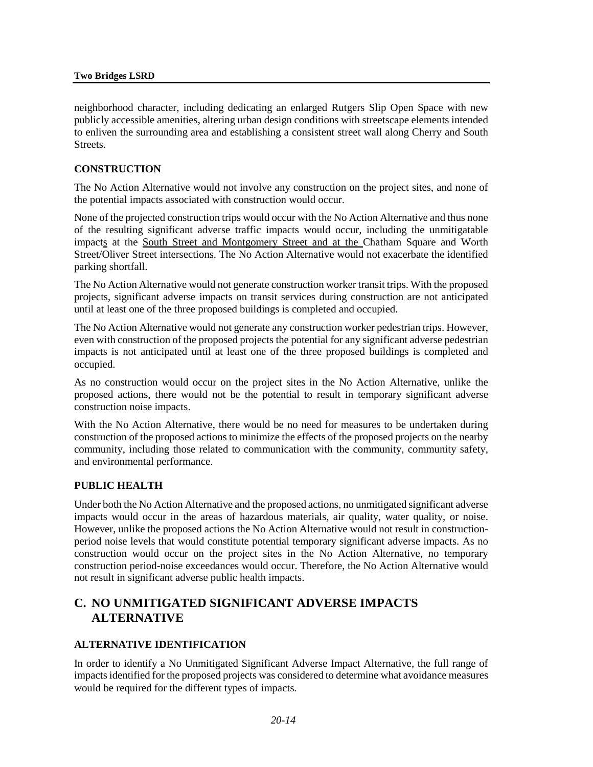neighborhood character, including dedicating an enlarged Rutgers Slip Open Space with new publicly accessible amenities, altering urban design conditions with streetscape elements intended to enliven the surrounding area and establishing a consistent street wall along Cherry and South Streets.

### CONSTRUCTION

The No Action Alternative would not involve any construction on the project sites, and none of the potential impacts associated with construction would occur.

None of the projected construction trips would occur with the No Action Alternative and thus none of the resulting significant adverse traffic impacts would occur, including the unmitigatable impacts at the South Street and Montgomery Street and at the Chatham Square and Worth Street/Oliver Street intersections. The No Action Alternative would not exacerbate the identified parking shortfall.

The No Action Alternative would not generate construction worker transit trips. With the proposed projects, significant adverse impacts on transit services during construction are not anticipated until at least one of the three proposed buildings is completed and occupied.

The No Action Alternative would not generate any construction worker pedestrian trips. However, even with construction of the proposed projects the potential for any significant adverse pedestrian impacts is not anticipated until at least one of the three proposed buildings is completed and occupied.

As no construction would occur on the project sites in the No Action Alternative, unlike the proposed actions, there would not be the potential to result in temporary significant adverse construction noise impacts.

With the No Action Alternative, there would be no need for measures to be undertaken during construction of the proposed actions to minimize the effects of the proposed projects on the nearby community, including those related to communication with the community, community safety, and environmental performance.

### PUBLIC HEALTH

Under both the No Action Alternative and the proposed actions, no unmitigated significant adverse impacts would occur in the areas of hazardous materials, air quality, water quality, or noise. However, unlike the proposed actions the No Action Alternative would not result in construction-period noise levels that would constitute potential temporary significant adverse impacts. As no construction would occur on the project sites in the No Action Alternative, no temporary construction period-noise exceedances would occur. Therefore, the No Action Alternative would not result in significant adverse public health impacts.

## C. NO UNMITIGATED SIGNIFICANT ADVERSE IMPACTS ALTERNATIVE

### ALTERNATIVE IDENTIFICATION

In order to identify a No Unmitigated Significant Adverse Impact Alternative, the full range of impacts identified for the proposed projects was considered to determine what avoidance measures would be required for the different types of impacts.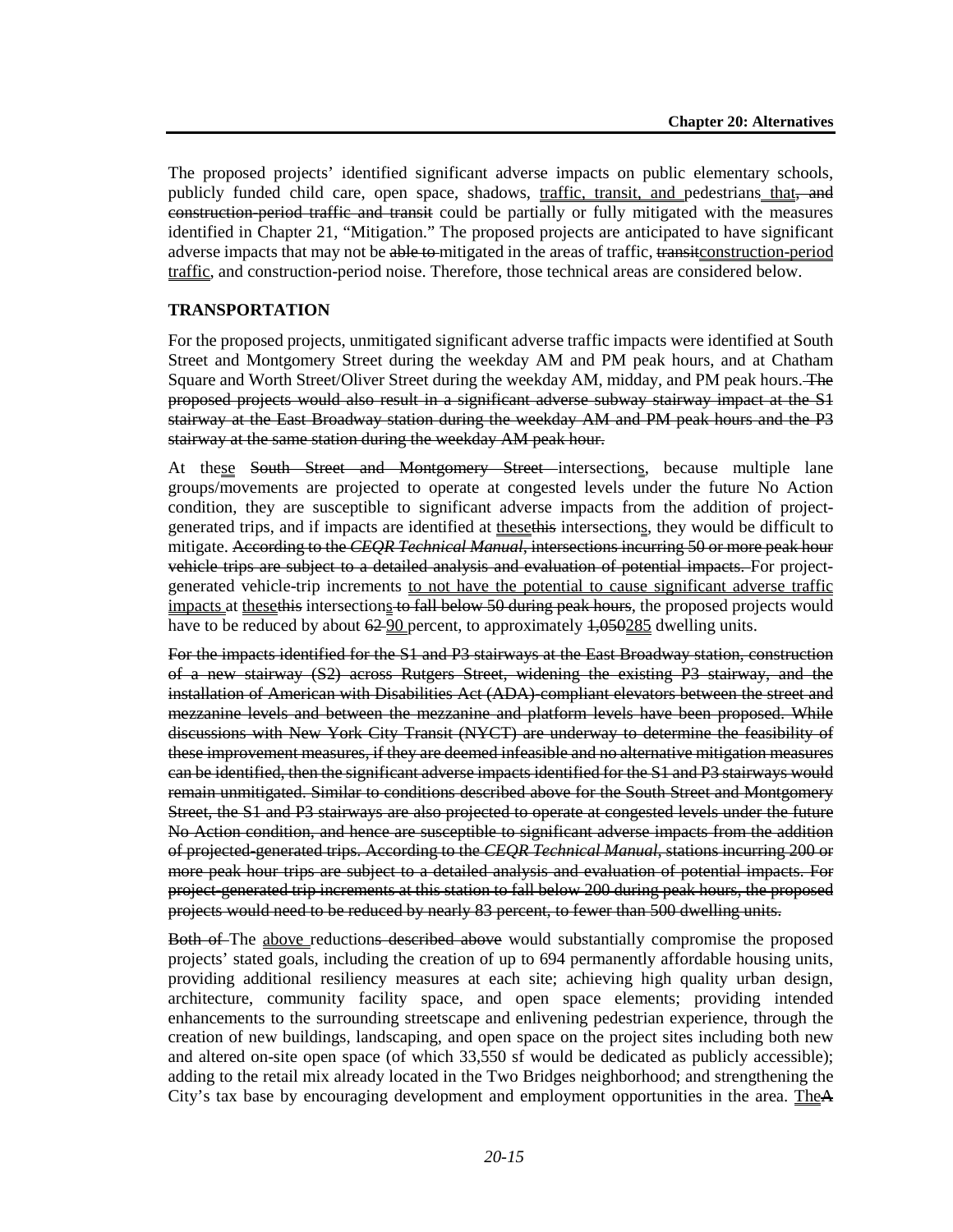The proposed projects' identified significant adverse impacts on public elementary schools, publicly funded child care, open space, shadows, traffic, transit, and pedestrians that~~, and construction-period traffic and transit~~ could be partially or fully mitigated with the measures identified in Chapter 21, "Mitigation." The proposed projects are anticipated to have significant adverse impacts that may not be ~~able to~~ mitigated in the areas of traffic, ~~transit~~construction-period traffic, and construction-period noise. Therefore, those technical areas are considered below.

## TRANSPORTATION

For the proposed projects, unmitigated significant adverse traffic impacts were identified at South Street and Montgomery Street during the weekday AM and PM peak hours, and at Chatham Square and Worth Street/Oliver Street during the weekday AM, midday, and PM peak hours. ~~The proposed projects would also result in a significant adverse subway stairway impact at the S1 stairway at the East Broadway station during the weekday AM and PM peak hours and the P3 stairway at the same station during the weekday AM peak hour.~~

At these ~~South Street and Montgomery Street~~ intersections, because multiple lane groups/movements are projected to operate at congested levels under the future No Action condition, they are susceptible to significant adverse impacts from the addition of project-generated trips, and if impacts are identified at these~~this~~ intersections, they would be difficult to mitigate. ~~According to the *CEQR Technical Manual*, intersections incurring 50 or more peak hour vehicle trips are subject to a detailed analysis and evaluation of potential impacts.~~ For project-generated vehicle-trip increments to not have the potential to cause significant adverse traffic impacts at these~~this~~ intersections~~ to fall below 50 during peak hours~~, the proposed projects would have to be reduced by about ~~62~~ 90 percent, to approximately ~~1,050~~285 dwelling units.

~~For the impacts identified for the S1 and P3 stairways at the East Broadway station, construction of a new stairway (S2) across Rutgers Street, widening the existing P3 stairway, and the installation of American with Disabilities Act (ADA)-compliant elevators between the street and mezzanine levels and between the mezzanine and platform levels have been proposed. While discussions with New York City Transit (NYCT) are underway to determine the feasibility of these improvement measures, if they are deemed infeasible and no alternative mitigation measures can be identified, then the significant adverse impacts identified for the S1 and P3 stairways would remain unmitigated. Similar to conditions described above for the South Street and Montgomery Street, the S1 and P3 stairways are also projected to operate at congested levels under the future No Action condition, and hence are susceptible to significant adverse impacts from the addition of projected-generated trips. According to the *CEQR Technical Manual*, stations incurring 200 or more peak hour trips are subject to a detailed analysis and evaluation of potential impacts. For project-generated trip increments at this station to fall below 200 during peak hours, the proposed projects would need to be reduced by nearly 83 percent, to fewer than 500 dwelling units.~~

~~Both of~~ The above reduction~~s described above~~ would substantially compromise the proposed projects' stated goals, including the creation of up to 694 permanently affordable housing units, providing additional resiliency measures at each site; achieving high quality urban design, architecture, community facility space, and open space elements; providing intended enhancements to the surrounding streetscape and enlivening pedestrian experience, through the creation of new buildings, landscaping, and open space on the project sites including both new and altered on-site open space (of which 33,550 sf would be dedicated as publicly accessible); adding to the retail mix already located in the Two Bridges neighborhood; and strengthening the City's tax base by encouraging development and employment opportunities in the area. The~~A~~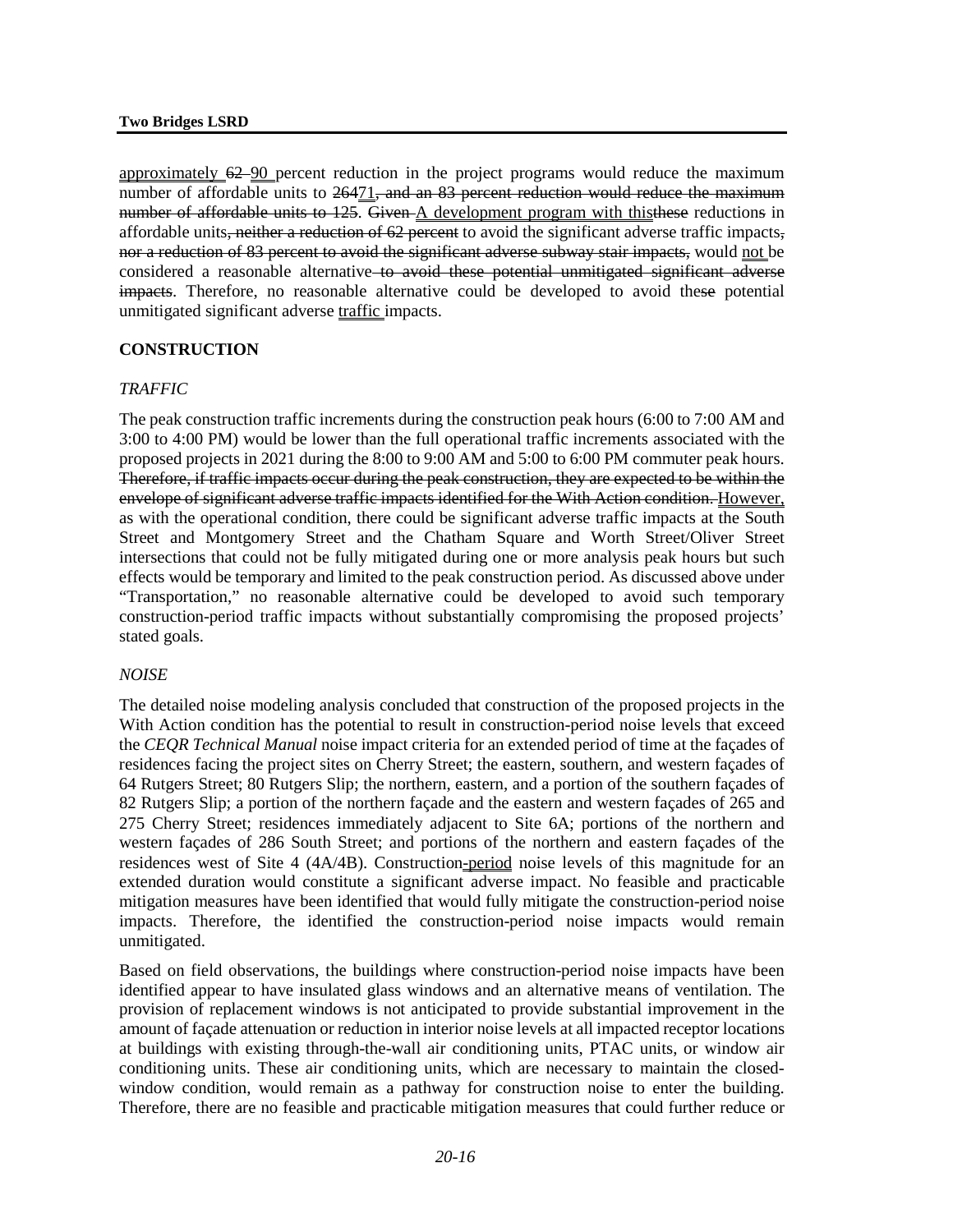approximately ~~62~~ 90 percent reduction in the project programs would reduce the maximum number of affordable units to ~~264~~71~~, and an 83 percent reduction would reduce the maximum number of affordable units to 125~~. ~~Given~~ A development program with this~~these~~ reduction~~s~~ in affordable units~~, neither a reduction of 62 percent~~ to avoid the significant adverse traffic impacts~~,~~ ~~nor a reduction of 83 percent to avoid the significant adverse subway stair impacts,~~ would not be considered a reasonable alternative~~ to avoid these potential unmitigated significant adverse impacts~~. Therefore, no reasonable alternative could be developed to avoid thes~~e~~ potential unmitigated significant adverse traffic impacts.

### CONSTRUCTION

#### *TRAFFIC*

The peak construction traffic increments during the construction peak hours (6:00 to 7:00 AM and 3:00 to 4:00 PM) would be lower than the full operational traffic increments associated with the proposed projects in 2021 during the 8:00 to 9:00 AM and 5:00 to 6:00 PM commuter peak hours. ~~Therefore, if traffic impacts occur during the peak construction, they are expected to be within the envelope of significant adverse traffic impacts identified for the With Action condition.~~ However, as with the operational condition, there could be significant adverse traffic impacts at the South Street and Montgomery Street and the Chatham Square and Worth Street/Oliver Street intersections that could not be fully mitigated during one or more analysis peak hours but such effects would be temporary and limited to the peak construction period. As discussed above under "Transportation," no reasonable alternative could be developed to avoid such temporary construction-period traffic impacts without substantially compromising the proposed projects' stated goals.

#### *NOISE*

The detailed noise modeling analysis concluded that construction of the proposed projects in the With Action condition has the potential to result in construction-period noise levels that exceed the *CEQR Technical Manual* noise impact criteria for an extended period of time at the façades of residences facing the project sites on Cherry Street; the eastern, southern, and western façades of 64 Rutgers Street; 80 Rutgers Slip; the northern, eastern, and a portion of the southern façades of 82 Rutgers Slip; a portion of the northern façade and the eastern and western façades of 265 and 275 Cherry Street; residences immediately adjacent to Site 6A; portions of the northern and western façades of 286 South Street; and portions of the northern and eastern façades of the residences west of Site 4 (4A/4B). Construction-period noise levels of this magnitude for an extended duration would constitute a significant adverse impact. No feasible and practicable mitigation measures have been identified that would fully mitigate the construction-period noise impacts. Therefore, the identified the construction-period noise impacts would remain unmitigated.

Based on field observations, the buildings where construction-period noise impacts have been identified appear to have insulated glass windows and an alternative means of ventilation. The provision of replacement windows is not anticipated to provide substantial improvement in the amount of façade attenuation or reduction in interior noise levels at all impacted receptor locations at buildings with existing through-the-wall air conditioning units, PTAC units, or window air conditioning units. These air conditioning units, which are necessary to maintain the closed-window condition, would remain as a pathway for construction noise to enter the building. Therefore, there are no feasible and practicable mitigation measures that could further reduce or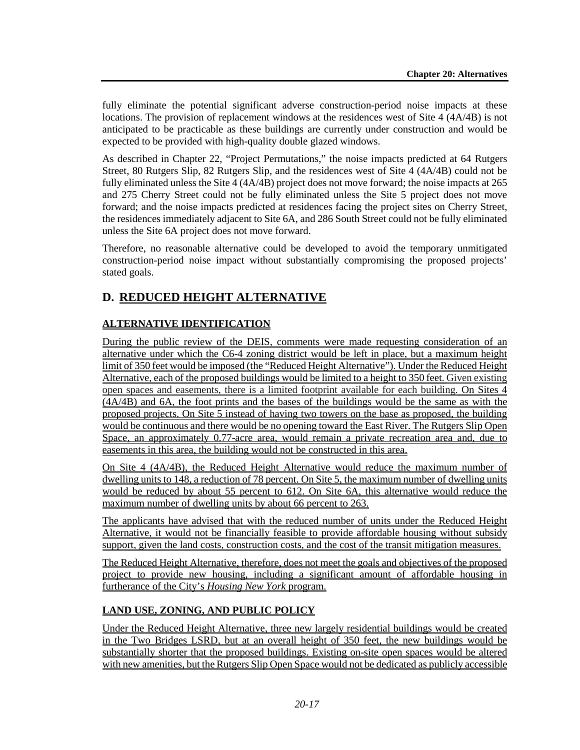fully eliminate the potential significant adverse construction-period noise impacts at these locations. The provision of replacement windows at the residences west of Site 4 (4A/4B) is not anticipated to be practicable as these buildings are currently under construction and would be expected to be provided with high-quality double glazed windows.

As described in Chapter 22, "Project Permutations," the noise impacts predicted at 64 Rutgers Street, 80 Rutgers Slip, 82 Rutgers Slip, and the residences west of Site 4 (4A/4B) could not be fully eliminated unless the Site 4 (4A/4B) project does not move forward; the noise impacts at 265 and 275 Cherry Street could not be fully eliminated unless the Site 5 project does not move forward; and the noise impacts predicted at residences facing the project sites on Cherry Street, the residences immediately adjacent to Site 6A, and 286 South Street could not be fully eliminated unless the Site 6A project does not move forward.

Therefore, no reasonable alternative could be developed to avoid the temporary unmitigated construction-period noise impact without substantially compromising the proposed projects' stated goals.

## D. REDUCED HEIGHT ALTERNATIVE

### ALTERNATIVE IDENTIFICATION

During the public review of the DEIS, comments were made requesting consideration of an alternative under which the C6-4 zoning district would be left in place, but a maximum height limit of 350 feet would be imposed (the "Reduced Height Alternative"). Under the Reduced Height Alternative, each of the proposed buildings would be limited to a height to 350 feet. Given existing open spaces and easements, there is a limited footprint available for each building. On Sites 4 (4A/4B) and 6A, the foot prints and the bases of the buildings would be the same as with the proposed projects. On Site 5 instead of having two towers on the base as proposed, the building would be continuous and there would be no opening toward the East River. The Rutgers Slip Open Space, an approximately 0.77-acre area, would remain a private recreation area and, due to easements in this area, the building would not be constructed in this area.

On Site 4 (4A/4B), the Reduced Height Alternative would reduce the maximum number of dwelling units to 148, a reduction of 78 percent. On Site 5, the maximum number of dwelling units would be reduced by about 55 percent to 612. On Site 6A, this alternative would reduce the maximum number of dwelling units by about 66 percent to 263.

The applicants have advised that with the reduced number of units under the Reduced Height Alternative, it would not be financially feasible to provide affordable housing without subsidy support, given the land costs, construction costs, and the cost of the transit mitigation measures.

The Reduced Height Alternative, therefore, does not meet the goals and objectives of the proposed project to provide new housing, including a significant amount of affordable housing in furtherance of the City's *Housing New York* program.

### LAND USE, ZONING, AND PUBLIC POLICY

Under the Reduced Height Alternative, three new largely residential buildings would be created in the Two Bridges LSRD, but at an overall height of 350 feet, the new buildings would be substantially shorter that the proposed buildings. Existing on-site open spaces would be altered with new amenities, but the Rutgers Slip Open Space would not be dedicated as publicly accessible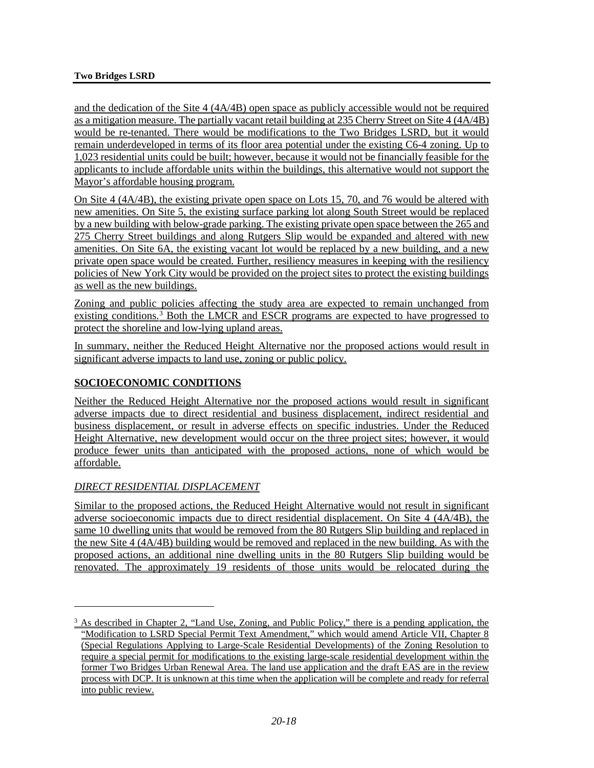and the dedication of the Site 4 (4A/4B) open space as publicly accessible would not be required as a mitigation measure. The partially vacant retail building at 235 Cherry Street on Site 4 (4A/4B) would be re-tenanted. There would be modifications to the Two Bridges LSRD, but it would remain underdeveloped in terms of its floor area potential under the existing C6-4 zoning. Up to 1,023 residential units could be built; however, because it would not be financially feasible for the applicants to include affordable units within the buildings, this alternative would not support the Mayor's affordable housing program.

On Site 4 (4A/4B), the existing private open space on Lots 15, 70, and 76 would be altered with new amenities. On Site 5, the existing surface parking lot along South Street would be replaced by a new building with below-grade parking. The existing private open space between the 265 and 275 Cherry Street buildings and along Rutgers Slip would be expanded and altered with new amenities. On Site 6A, the existing vacant lot would be replaced by a new building, and a new private open space would be created. Further, resiliency measures in keeping with the resiliency policies of New York City would be provided on the project sites to protect the existing buildings as well as the new buildings.

Zoning and public policies affecting the study area are expected to remain unchanged from existing conditions.[3] Both the LMCR and ESCR programs are expected to have progressed to protect the shoreline and low-lying upland areas.

In summary, neither the Reduced Height Alternative nor the proposed actions would result in significant adverse impacts to land use, zoning or public policy.

## SOCIOECONOMIC CONDITIONS

Neither the Reduced Height Alternative nor the proposed actions would result in significant adverse impacts due to direct residential and business displacement, indirect residential and business displacement, or result in adverse effects on specific industries. Under the Reduced Height Alternative, new development would occur on the three project sites; however, it would produce fewer units than anticipated with the proposed actions, none of which would be affordable.

### *DIRECT RESIDENTIAL DISPLACEMENT*

Similar to the proposed actions, the Reduced Height Alternative would not result in significant adverse socioeconomic impacts due to direct residential displacement. On Site 4 (4A/4B), the same 10 dwelling units that would be removed from the 80 Rutgers Slip building and replaced in the new Site 4 (4A/4B) building would be removed and replaced in the new building. As with the proposed actions, an additional nine dwelling units in the 80 Rutgers Slip building would be renovated. The approximately 19 residents of those units would be relocated during the

[3] As described in Chapter 2, "Land Use, Zoning, and Public Policy," there is a pending application, the "Modification to LSRD Special Permit Text Amendment," which would amend Article VII, Chapter 8 (Special Regulations Applying to Large-Scale Residential Developments) of the Zoning Resolution to require a special permit for modifications to the existing large-scale residential development within the former Two Bridges Urban Renewal Area. The land use application and the draft EAS are in the review process with DCP. It is unknown at this time when the application will be complete and ready for referral into public review.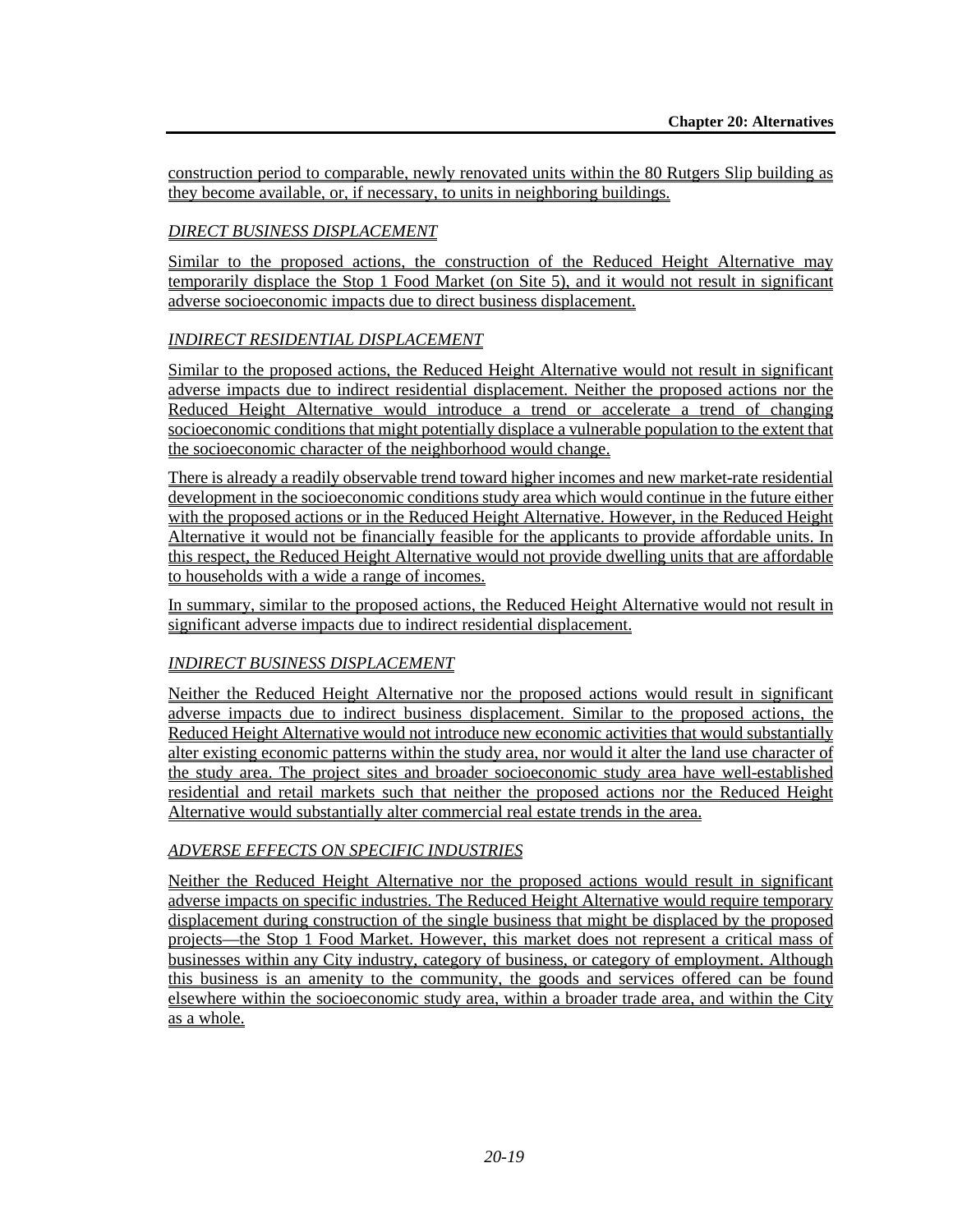construction period to comparable, newly renovated units within the 80 Rutgers Slip building as they become available, or, if necessary, to units in neighboring buildings.

### *DIRECT BUSINESS DISPLACEMENT*

Similar to the proposed actions, the construction of the Reduced Height Alternative may temporarily displace the Stop 1 Food Market (on Site 5), and it would not result in significant adverse socioeconomic impacts due to direct business displacement.

### *INDIRECT RESIDENTIAL DISPLACEMENT*

Similar to the proposed actions, the Reduced Height Alternative would not result in significant adverse impacts due to indirect residential displacement. Neither the proposed actions nor the Reduced Height Alternative would introduce a trend or accelerate a trend of changing socioeconomic conditions that might potentially displace a vulnerable population to the extent that the socioeconomic character of the neighborhood would change.

There is already a readily observable trend toward higher incomes and new market-rate residential development in the socioeconomic conditions study area which would continue in the future either with the proposed actions or in the Reduced Height Alternative. However, in the Reduced Height Alternative it would not be financially feasible for the applicants to provide affordable units. In this respect, the Reduced Height Alternative would not provide dwelling units that are affordable to households with a wide a range of incomes.

In summary, similar to the proposed actions, the Reduced Height Alternative would not result in significant adverse impacts due to indirect residential displacement.

### *INDIRECT BUSINESS DISPLACEMENT*

Neither the Reduced Height Alternative nor the proposed actions would result in significant adverse impacts due to indirect business displacement. Similar to the proposed actions, the Reduced Height Alternative would not introduce new economic activities that would substantially alter existing economic patterns within the study area, nor would it alter the land use character of the study area. The project sites and broader socioeconomic study area have well-established residential and retail markets such that neither the proposed actions nor the Reduced Height Alternative would substantially alter commercial real estate trends in the area.

### *ADVERSE EFFECTS ON SPECIFIC INDUSTRIES*

Neither the Reduced Height Alternative nor the proposed actions would result in significant adverse impacts on specific industries. The Reduced Height Alternative would require temporary displacement during construction of the single business that might be displaced by the proposed projects—the Stop 1 Food Market. However, this market does not represent a critical mass of businesses within any City industry, category of business, or category of employment. Although this business is an amenity to the community, the goods and services offered can be found elsewhere within the socioeconomic study area, within a broader trade area, and within the City as a whole.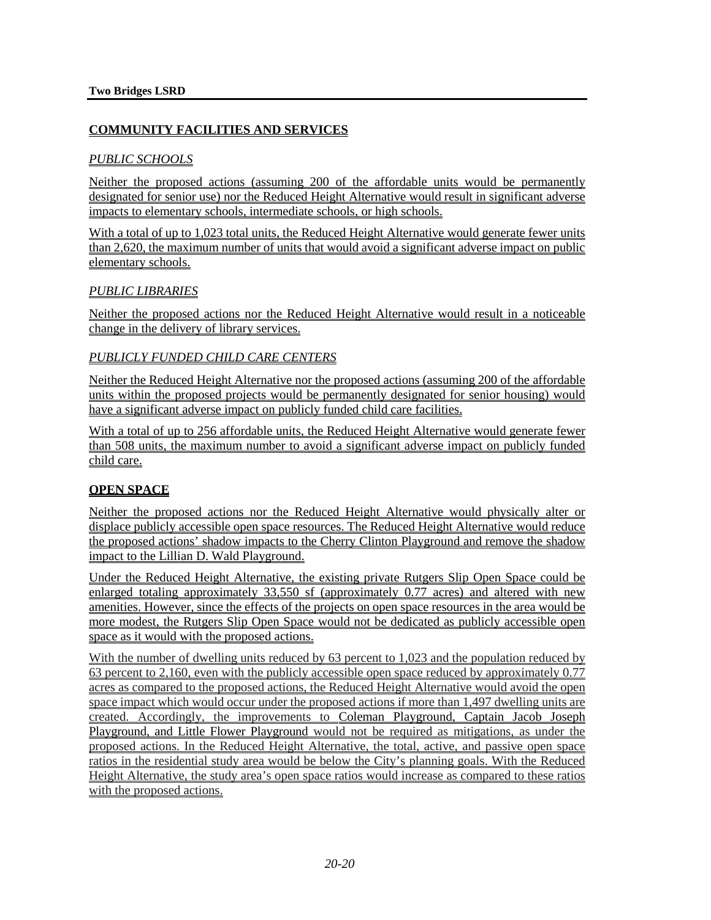## COMMUNITY FACILITIES AND SERVICES

### *PUBLIC SCHOOLS*

Neither the proposed actions (assuming 200 of the affordable units would be permanently designated for senior use) nor the Reduced Height Alternative would result in significant adverse impacts to elementary schools, intermediate schools, or high schools.

With a total of up to 1,023 total units, the Reduced Height Alternative would generate fewer units than 2,620, the maximum number of units that would avoid a significant adverse impact on public elementary schools.

### *PUBLIC LIBRARIES*

Neither the proposed actions nor the Reduced Height Alternative would result in a noticeable change in the delivery of library services.

### *PUBLICLY FUNDED CHILD CARE CENTERS*

Neither the Reduced Height Alternative nor the proposed actions (assuming 200 of the affordable units within the proposed projects would be permanently designated for senior housing) would have a significant adverse impact on publicly funded child care facilities.

With a total of up to 256 affordable units, the Reduced Height Alternative would generate fewer than 508 units, the maximum number to avoid a significant adverse impact on publicly funded child care.

## OPEN SPACE

Neither the proposed actions nor the Reduced Height Alternative would physically alter or displace publicly accessible open space resources. The Reduced Height Alternative would reduce the proposed actions' shadow impacts to the Cherry Clinton Playground and remove the shadow impact to the Lillian D. Wald Playground.

Under the Reduced Height Alternative, the existing private Rutgers Slip Open Space could be enlarged totaling approximately 33,550 sf (approximately 0.77 acres) and altered with new amenities. However, since the effects of the projects on open space resources in the area would be more modest, the Rutgers Slip Open Space would not be dedicated as publicly accessible open space as it would with the proposed actions.

With the number of dwelling units reduced by 63 percent to 1,023 and the population reduced by 63 percent to 2,160, even with the publicly accessible open space reduced by approximately 0.77 acres as compared to the proposed actions, the Reduced Height Alternative would avoid the open space impact which would occur under the proposed actions if more than 1,497 dwelling units are created. Accordingly, the improvements to Coleman Playground, Captain Jacob Joseph Playground, and Little Flower Playground would not be required as mitigations, as under the proposed actions. In the Reduced Height Alternative, the total, active, and passive open space ratios in the residential study area would be below the City's planning goals. With the Reduced Height Alternative, the study area's open space ratios would increase as compared to these ratios with the proposed actions.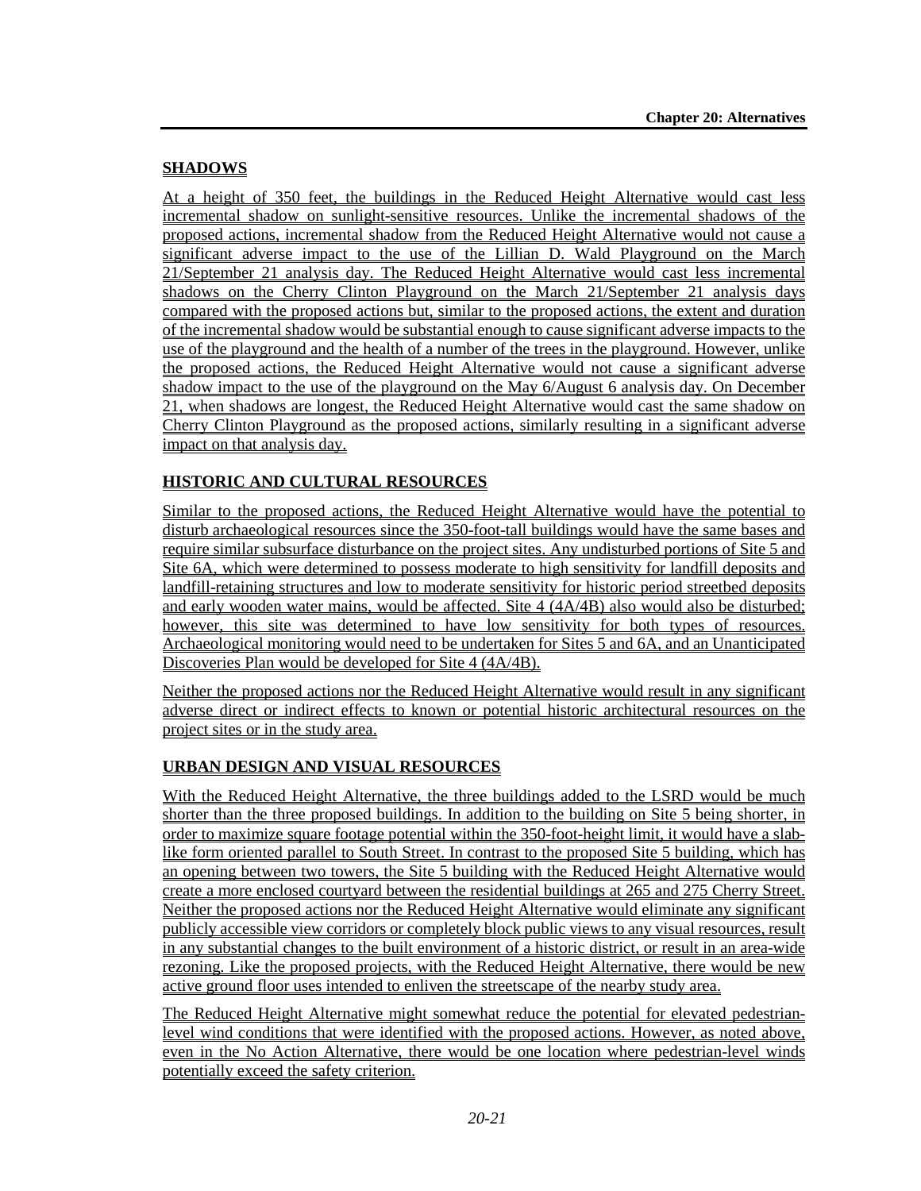## SHADOWS

At a height of 350 feet, the buildings in the Reduced Height Alternative would cast less incremental shadow on sunlight-sensitive resources. Unlike the incremental shadows of the proposed actions, incremental shadow from the Reduced Height Alternative would not cause a significant adverse impact to the use of the Lillian D. Wald Playground on the March 21/September 21 analysis day. The Reduced Height Alternative would cast less incremental shadows on the Cherry Clinton Playground on the March 21/September 21 analysis days compared with the proposed actions but, similar to the proposed actions, the extent and duration of the incremental shadow would be substantial enough to cause significant adverse impacts to the use of the playground and the health of a number of the trees in the playground. However, unlike the proposed actions, the Reduced Height Alternative would not cause a significant adverse shadow impact to the use of the playground on the May 6/August 6 analysis day. On December 21, when shadows are longest, the Reduced Height Alternative would cast the same shadow on Cherry Clinton Playground as the proposed actions, similarly resulting in a significant adverse impact on that analysis day.

## HISTORIC AND CULTURAL RESOURCES

Similar to the proposed actions, the Reduced Height Alternative would have the potential to disturb archaeological resources since the 350-foot-tall buildings would have the same bases and require similar subsurface disturbance on the project sites. Any undisturbed portions of Site 5 and Site 6A, which were determined to possess moderate to high sensitivity for landfill deposits and landfill-retaining structures and low to moderate sensitivity for historic period streetbed deposits and early wooden water mains, would be affected. Site 4 (4A/4B) also would also be disturbed; however, this site was determined to have low sensitivity for both types of resources. Archaeological monitoring would need to be undertaken for Sites 5 and 6A, and an Unanticipated Discoveries Plan would be developed for Site 4 (4A/4B).

Neither the proposed actions nor the Reduced Height Alternative would result in any significant adverse direct or indirect effects to known or potential historic architectural resources on the project sites or in the study area.

## URBAN DESIGN AND VISUAL RESOURCES

With the Reduced Height Alternative, the three buildings added to the LSRD would be much shorter than the three proposed buildings. In addition to the building on Site 5 being shorter, in order to maximize square footage potential within the 350-foot-height limit, it would have a slab-like form oriented parallel to South Street. In contrast to the proposed Site 5 building, which has an opening between two towers, the Site 5 building with the Reduced Height Alternative would create a more enclosed courtyard between the residential buildings at 265 and 275 Cherry Street. Neither the proposed actions nor the Reduced Height Alternative would eliminate any significant publicly accessible view corridors or completely block public views to any visual resources, result in any substantial changes to the built environment of a historic district, or result in an area-wide rezoning. Like the proposed projects, with the Reduced Height Alternative, there would be new active ground floor uses intended to enliven the streetscape of the nearby study area.

The Reduced Height Alternative might somewhat reduce the potential for elevated pedestrian-level wind conditions that were identified with the proposed actions. However, as noted above, even in the No Action Alternative, there would be one location where pedestrian-level winds potentially exceed the safety criterion.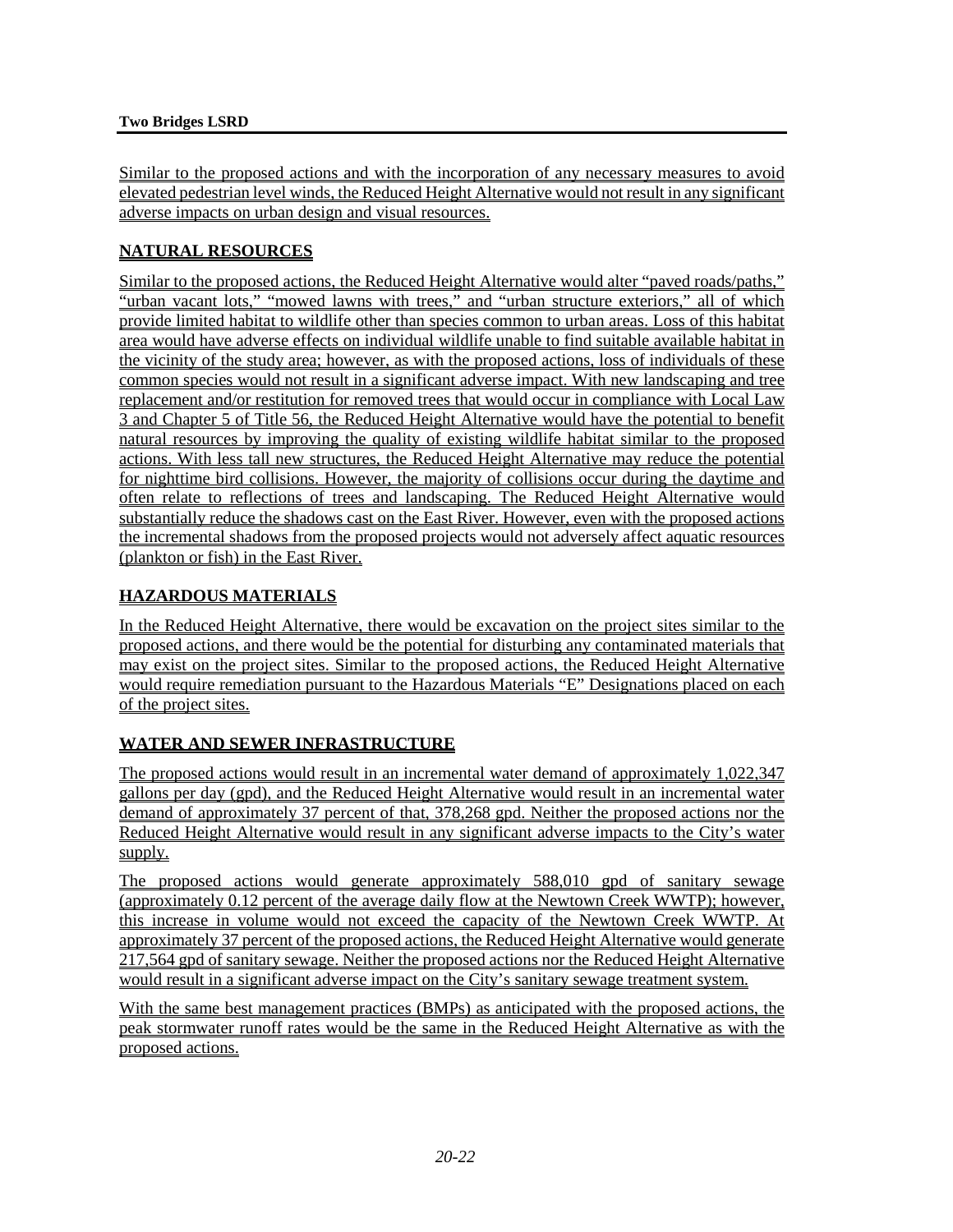Similar to the proposed actions and with the incorporation of any necessary measures to avoid elevated pedestrian level winds, the Reduced Height Alternative would not result in any significant adverse impacts on urban design and visual resources.

## NATURAL RESOURCES

Similar to the proposed actions, the Reduced Height Alternative would alter "paved roads/paths," "urban vacant lots," "mowed lawns with trees," and "urban structure exteriors," all of which provide limited habitat to wildlife other than species common to urban areas. Loss of this habitat area would have adverse effects on individual wildlife unable to find suitable available habitat in the vicinity of the study area; however, as with the proposed actions, loss of individuals of these common species would not result in a significant adverse impact. With new landscaping and tree replacement and/or restitution for removed trees that would occur in compliance with Local Law 3 and Chapter 5 of Title 56, the Reduced Height Alternative would have the potential to benefit natural resources by improving the quality of existing wildlife habitat similar to the proposed actions. With less tall new structures, the Reduced Height Alternative may reduce the potential for nighttime bird collisions. However, the majority of collisions occur during the daytime and often relate to reflections of trees and landscaping. The Reduced Height Alternative would substantially reduce the shadows cast on the East River. However, even with the proposed actions the incremental shadows from the proposed projects would not adversely affect aquatic resources (plankton or fish) in the East River.

## HAZARDOUS MATERIALS

In the Reduced Height Alternative, there would be excavation on the project sites similar to the proposed actions, and there would be the potential for disturbing any contaminated materials that may exist on the project sites. Similar to the proposed actions, the Reduced Height Alternative would require remediation pursuant to the Hazardous Materials "E" Designations placed on each of the project sites.

## WATER AND SEWER INFRASTRUCTURE

The proposed actions would result in an incremental water demand of approximately 1,022,347 gallons per day (gpd), and the Reduced Height Alternative would result in an incremental water demand of approximately 37 percent of that, 378,268 gpd. Neither the proposed actions nor the Reduced Height Alternative would result in any significant adverse impacts to the City's water supply.

The proposed actions would generate approximately 588,010 gpd of sanitary sewage (approximately 0.12 percent of the average daily flow at the Newtown Creek WWTP); however, this increase in volume would not exceed the capacity of the Newtown Creek WWTP. At approximately 37 percent of the proposed actions, the Reduced Height Alternative would generate 217,564 gpd of sanitary sewage. Neither the proposed actions nor the Reduced Height Alternative would result in a significant adverse impact on the City's sanitary sewage treatment system.

With the same best management practices (BMPs) as anticipated with the proposed actions, the peak stormwater runoff rates would be the same in the Reduced Height Alternative as with the proposed actions.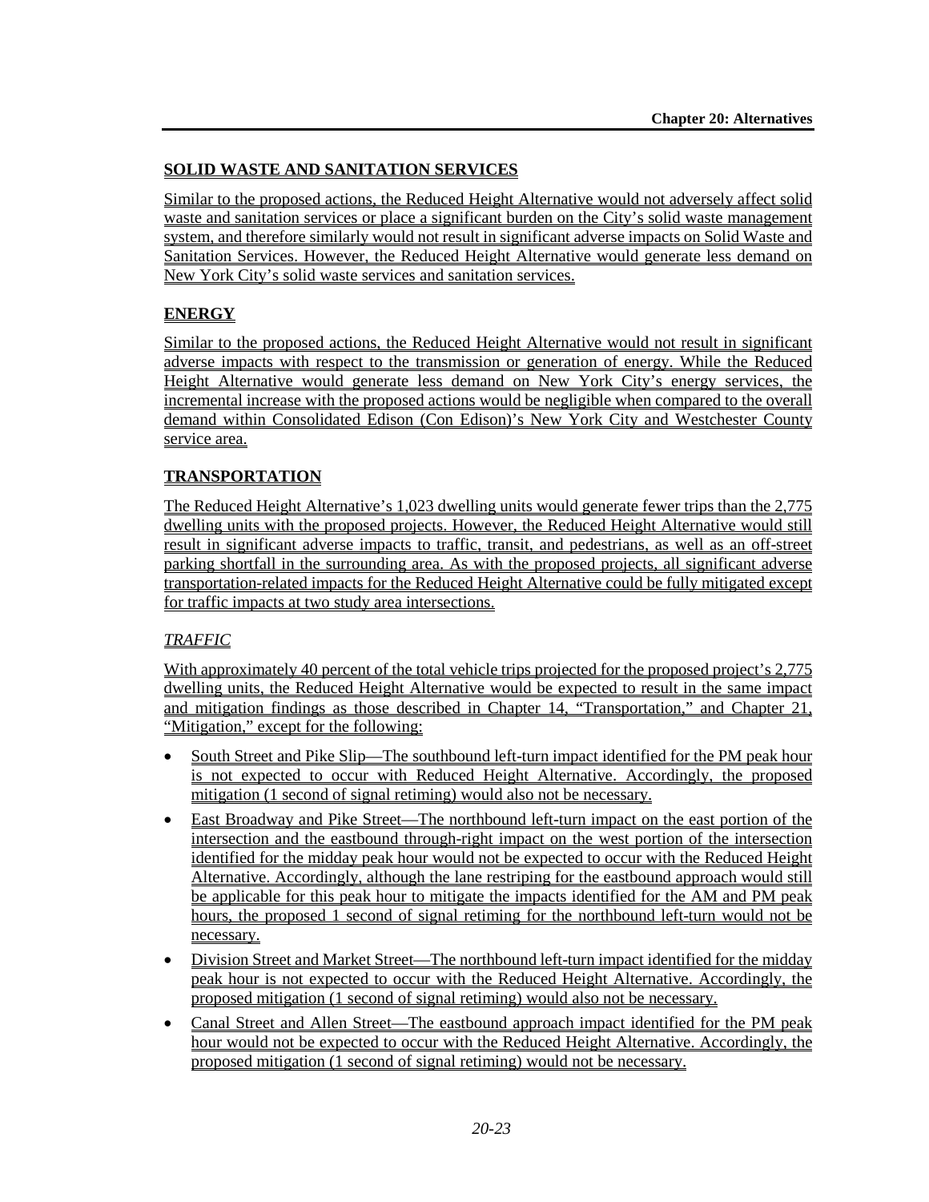## SOLID WASTE AND SANITATION SERVICES

Similar to the proposed actions, the Reduced Height Alternative would not adversely affect solid waste and sanitation services or place a significant burden on the City's solid waste management system, and therefore similarly would not result in significant adverse impacts on Solid Waste and Sanitation Services. However, the Reduced Height Alternative would generate less demand on New York City's solid waste services and sanitation services.

## ENERGY

Similar to the proposed actions, the Reduced Height Alternative would not result in significant adverse impacts with respect to the transmission or generation of energy. While the Reduced Height Alternative would generate less demand on New York City's energy services, the incremental increase with the proposed actions would be negligible when compared to the overall demand within Consolidated Edison (Con Edison)'s New York City and Westchester County service area.

## TRANSPORTATION

The Reduced Height Alternative's 1,023 dwelling units would generate fewer trips than the 2,775 dwelling units with the proposed projects. However, the Reduced Height Alternative would still result in significant adverse impacts to traffic, transit, and pedestrians, as well as an off-street parking shortfall in the surrounding area. As with the proposed projects, all significant adverse transportation-related impacts for the Reduced Height Alternative could be fully mitigated except for traffic impacts at two study area intersections.

### *TRAFFIC*

With approximately 40 percent of the total vehicle trips projected for the proposed project's 2,775 dwelling units, the Reduced Height Alternative would be expected to result in the same impact and mitigation findings as those described in Chapter 14, "Transportation," and Chapter 21, "Mitigation," except for the following:

- South Street and Pike Slip—The southbound left-turn impact identified for the PM peak hour is not expected to occur with Reduced Height Alternative. Accordingly, the proposed mitigation (1 second of signal retiming) would also not be necessary.
- East Broadway and Pike Street—The northbound left-turn impact on the east portion of the intersection and the eastbound through-right impact on the west portion of the intersection identified for the midday peak hour would not be expected to occur with the Reduced Height Alternative. Accordingly, although the lane restriping for the eastbound approach would still be applicable for this peak hour to mitigate the impacts identified for the AM and PM peak hours, the proposed 1 second of signal retiming for the northbound left-turn would not be necessary.
- Division Street and Market Street—The northbound left-turn impact identified for the midday peak hour is not expected to occur with the Reduced Height Alternative. Accordingly, the proposed mitigation (1 second of signal retiming) would also not be necessary.
- Canal Street and Allen Street—The eastbound approach impact identified for the PM peak hour would not be expected to occur with the Reduced Height Alternative. Accordingly, the proposed mitigation (1 second of signal retiming) would not be necessary.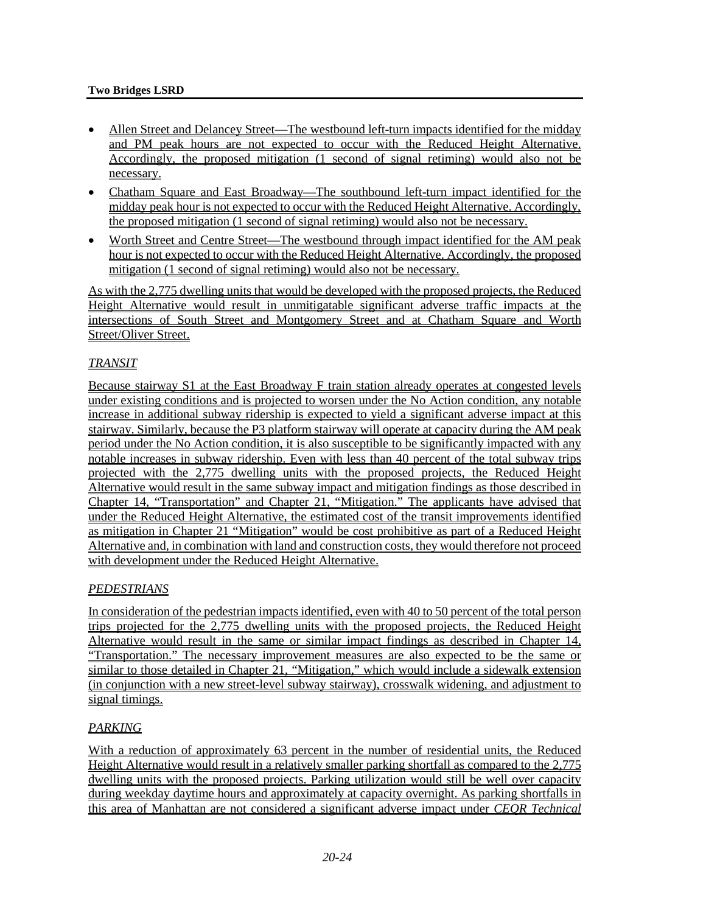- Allen Street and Delancey Street—The westbound left-turn impacts identified for the midday and PM peak hours are not expected to occur with the Reduced Height Alternative. Accordingly, the proposed mitigation (1 second of signal retiming) would also not be necessary.
- Chatham Square and East Broadway—The southbound left-turn impact identified for the midday peak hour is not expected to occur with the Reduced Height Alternative. Accordingly, the proposed mitigation (1 second of signal retiming) would also not be necessary.
- Worth Street and Centre Street—The westbound through impact identified for the AM peak hour is not expected to occur with the Reduced Height Alternative. Accordingly, the proposed mitigation (1 second of signal retiming) would also not be necessary.

As with the 2,775 dwelling units that would be developed with the proposed projects, the Reduced Height Alternative would result in unmitigatable significant adverse traffic impacts at the intersections of South Street and Montgomery Street and at Chatham Square and Worth Street/Oliver Street.

### *TRANSIT*

Because stairway S1 at the East Broadway F train station already operates at congested levels under existing conditions and is projected to worsen under the No Action condition, any notable increase in additional subway ridership is expected to yield a significant adverse impact at this stairway. Similarly, because the P3 platform stairway will operate at capacity during the AM peak period under the No Action condition, it is also susceptible to be significantly impacted with any notable increases in subway ridership. Even with less than 40 percent of the total subway trips projected with the 2,775 dwelling units with the proposed projects, the Reduced Height Alternative would result in the same subway impact and mitigation findings as those described in Chapter 14, "Transportation" and Chapter 21, "Mitigation." The applicants have advised that under the Reduced Height Alternative, the estimated cost of the transit improvements identified as mitigation in Chapter 21 "Mitigation" would be cost prohibitive as part of a Reduced Height Alternative and, in combination with land and construction costs, they would therefore not proceed with development under the Reduced Height Alternative.

### *PEDESTRIANS*

In consideration of the pedestrian impacts identified, even with 40 to 50 percent of the total person trips projected for the 2,775 dwelling units with the proposed projects, the Reduced Height Alternative would result in the same or similar impact findings as described in Chapter 14, "Transportation." The necessary improvement measures are also expected to be the same or similar to those detailed in Chapter 21, "Mitigation," which would include a sidewalk extension (in conjunction with a new street-level subway stairway), crosswalk widening, and adjustment to signal timings.

### *PARKING*

With a reduction of approximately 63 percent in the number of residential units, the Reduced Height Alternative would result in a relatively smaller parking shortfall as compared to the 2,775 dwelling units with the proposed projects. Parking utilization would still be well over capacity during weekday daytime hours and approximately at capacity overnight. As parking shortfalls in this area of Manhattan are not considered a significant adverse impact under *CEQR Technical*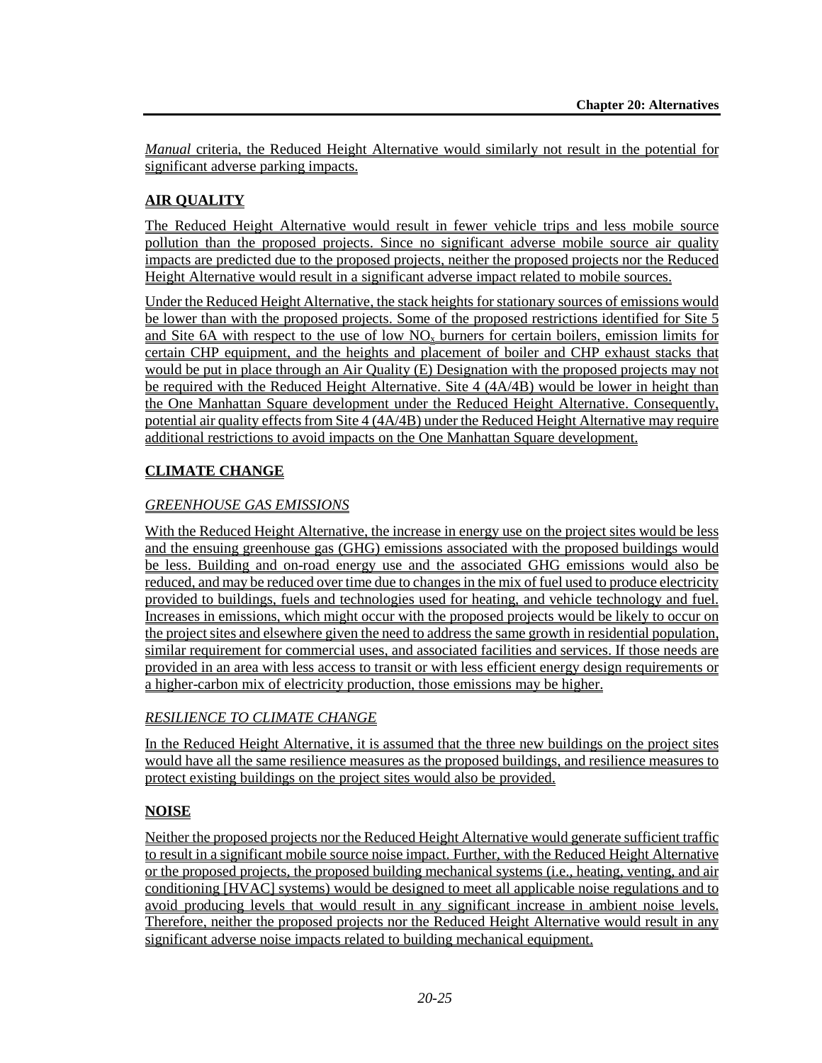*Manual* criteria, the Reduced Height Alternative would similarly not result in the potential for significant adverse parking impacts.

## AIR QUALITY

The Reduced Height Alternative would result in fewer vehicle trips and less mobile source pollution than the proposed projects. Since no significant adverse mobile source air quality impacts are predicted due to the proposed projects, neither the proposed projects nor the Reduced Height Alternative would result in a significant adverse impact related to mobile sources.

Under the Reduced Height Alternative, the stack heights for stationary sources of emissions would be lower than with the proposed projects. Some of the proposed restrictions identified for Site 5 and Site 6A with respect to the use of low $NO_x$ burners for certain boilers, emission limits for certain CHP equipment, and the heights and placement of boiler and CHP exhaust stacks that would be put in place through an Air Quality (E) Designation with the proposed projects may not be required with the Reduced Height Alternative. Site 4 (4A/4B) would be lower in height than the One Manhattan Square development under the Reduced Height Alternative. Consequently, potential air quality effects from Site 4 (4A/4B) under the Reduced Height Alternative may require additional restrictions to avoid impacts on the One Manhattan Square development.

## CLIMATE CHANGE

### *GREENHOUSE GAS EMISSIONS*

With the Reduced Height Alternative, the increase in energy use on the project sites would be less and the ensuing greenhouse gas (GHG) emissions associated with the proposed buildings would be less. Building and on-road energy use and the associated GHG emissions would also be reduced, and may be reduced over time due to changes in the mix of fuel used to produce electricity provided to buildings, fuels and technologies used for heating, and vehicle technology and fuel. Increases in emissions, which might occur with the proposed projects would be likely to occur on the project sites and elsewhere given the need to address the same growth in residential population, similar requirement for commercial uses, and associated facilities and services. If those needs are provided in an area with less access to transit or with less efficient energy design requirements or a higher-carbon mix of electricity production, those emissions may be higher.

### *RESILIENCE TO CLIMATE CHANGE*

In the Reduced Height Alternative, it is assumed that the three new buildings on the project sites would have all the same resilience measures as the proposed buildings, and resilience measures to protect existing buildings on the project sites would also be provided.

## NOISE

Neither the proposed projects nor the Reduced Height Alternative would generate sufficient traffic to result in a significant mobile source noise impact. Further, with the Reduced Height Alternative or the proposed projects, the proposed building mechanical systems (i.e., heating, venting, and air conditioning [HVAC] systems) would be designed to meet all applicable noise regulations and to avoid producing levels that would result in any significant increase in ambient noise levels. Therefore, neither the proposed projects nor the Reduced Height Alternative would result in any significant adverse noise impacts related to building mechanical equipment.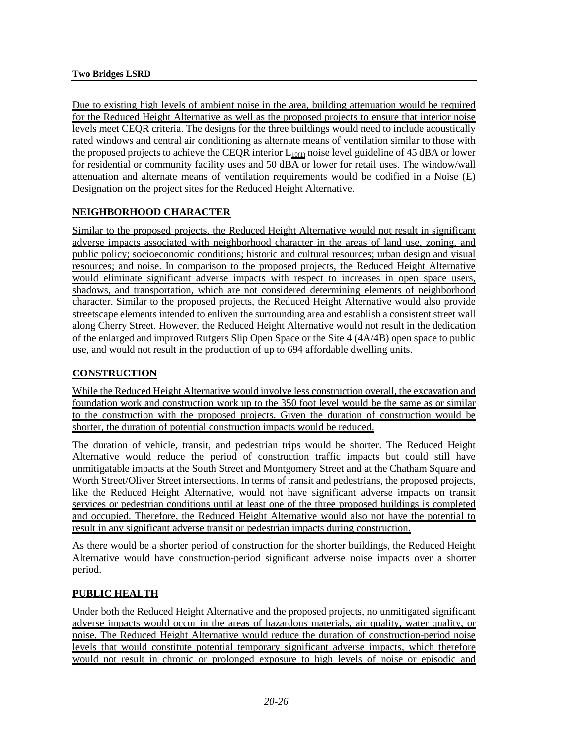Due to existing high levels of ambient noise in the area, building attenuation would be required for the Reduced Height Alternative as well as the proposed projects to ensure that interior noise levels meet CEQR criteria. The designs for the three buildings would need to include acoustically rated windows and central air conditioning as alternate means of ventilation similar to those with the proposed projects to achieve the CEQR interior $L_{10(1)}$ noise level guideline of 45 dBA or lower for residential or community facility uses and 50 dBA or lower for retail uses. The window/wall attenuation and alternate means of ventilation requirements would be codified in a Noise (E) Designation on the project sites for the Reduced Height Alternative.

## NEIGHBORHOOD CHARACTER

Similar to the proposed projects, the Reduced Height Alternative would not result in significant adverse impacts associated with neighborhood character in the areas of land use, zoning, and public policy; socioeconomic conditions; historic and cultural resources; urban design and visual resources; and noise. In comparison to the proposed projects, the Reduced Height Alternative would eliminate significant adverse impacts with respect to increases in open space users, shadows, and transportation, which are not considered determining elements of neighborhood character. Similar to the proposed projects, the Reduced Height Alternative would also provide streetscape elements intended to enliven the surrounding area and establish a consistent street wall along Cherry Street. However, the Reduced Height Alternative would not result in the dedication of the enlarged and improved Rutgers Slip Open Space or the Site 4 (4A/4B) open space to public use, and would not result in the production of up to 694 affordable dwelling units.

## CONSTRUCTION

While the Reduced Height Alternative would involve less construction overall, the excavation and foundation work and construction work up to the 350 foot level would be the same as or similar to the construction with the proposed projects. Given the duration of construction would be shorter, the duration of potential construction impacts would be reduced.

The duration of vehicle, transit, and pedestrian trips would be shorter. The Reduced Height Alternative would reduce the period of construction traffic impacts but could still have unmitigatable impacts at the South Street and Montgomery Street and at the Chatham Square and Worth Street/Oliver Street intersections. In terms of transit and pedestrians, the proposed projects, like the Reduced Height Alternative, would not have significant adverse impacts on transit services or pedestrian conditions until at least one of the three proposed buildings is completed and occupied. Therefore, the Reduced Height Alternative would also not have the potential to result in any significant adverse transit or pedestrian impacts during construction.

As there would be a shorter period of construction for the shorter buildings, the Reduced Height Alternative would have construction-period significant adverse noise impacts over a shorter period.

## PUBLIC HEALTH

Under both the Reduced Height Alternative and the proposed projects, no unmitigated significant adverse impacts would occur in the areas of hazardous materials, air quality, water quality, or noise. The Reduced Height Alternative would reduce the duration of construction-period noise levels that would constitute potential temporary significant adverse impacts, which therefore would not result in chronic or prolonged exposure to high levels of noise or episodic and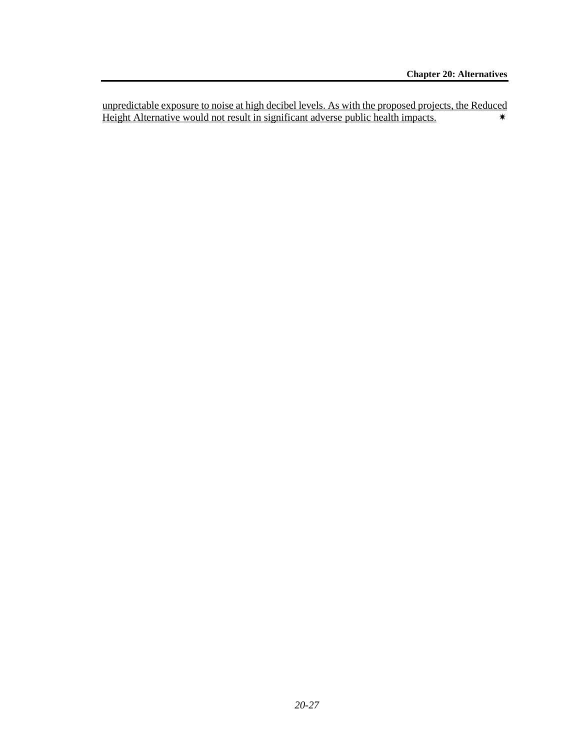unpredictable exposure to noise at high decibel levels. As with the proposed projects, the Reduced Height Alternative would not result in significant adverse public health impacts. *